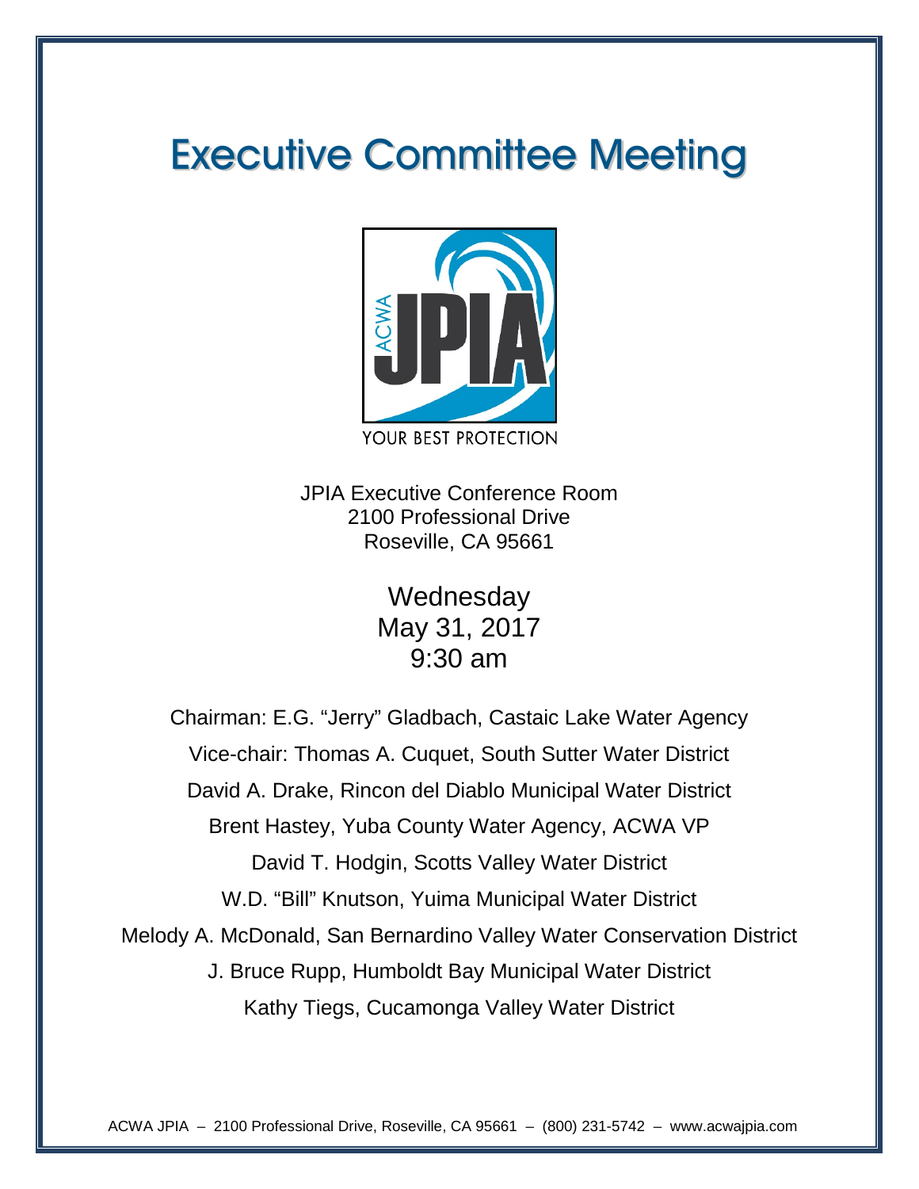# Executive Committee Meeting

YOUR BEST PROTECTION

JPIA Executive Conference Room
2100 Professional Drive
Roseville, CA 95661

Wednesday
May 31, 2017
9:30 am

Chairman: E.G. "Jerry" Gladbach, Castaic Lake Water Agency

Vice-chair: Thomas A. Cuquet, South Sutter Water District

David A. Drake, Rincon del Diablo Municipal Water District

Brent Hastey, Yuba County Water Agency, ACWA VP

David T. Hodgin, Scotts Valley Water District

W.D. "Bill" Knutson, Yuima Municipal Water District

Melody A. McDonald, San Bernardino Valley Water Conservation District

J. Bruce Rupp, Humboldt Bay Municipal Water District

Kathy Tiegs, Cucamonga Valley Water District

ACWA JPIA – 2100 Professional Drive, Roseville, CA 95661 – (800) 231-5742 – www.acwajpia.com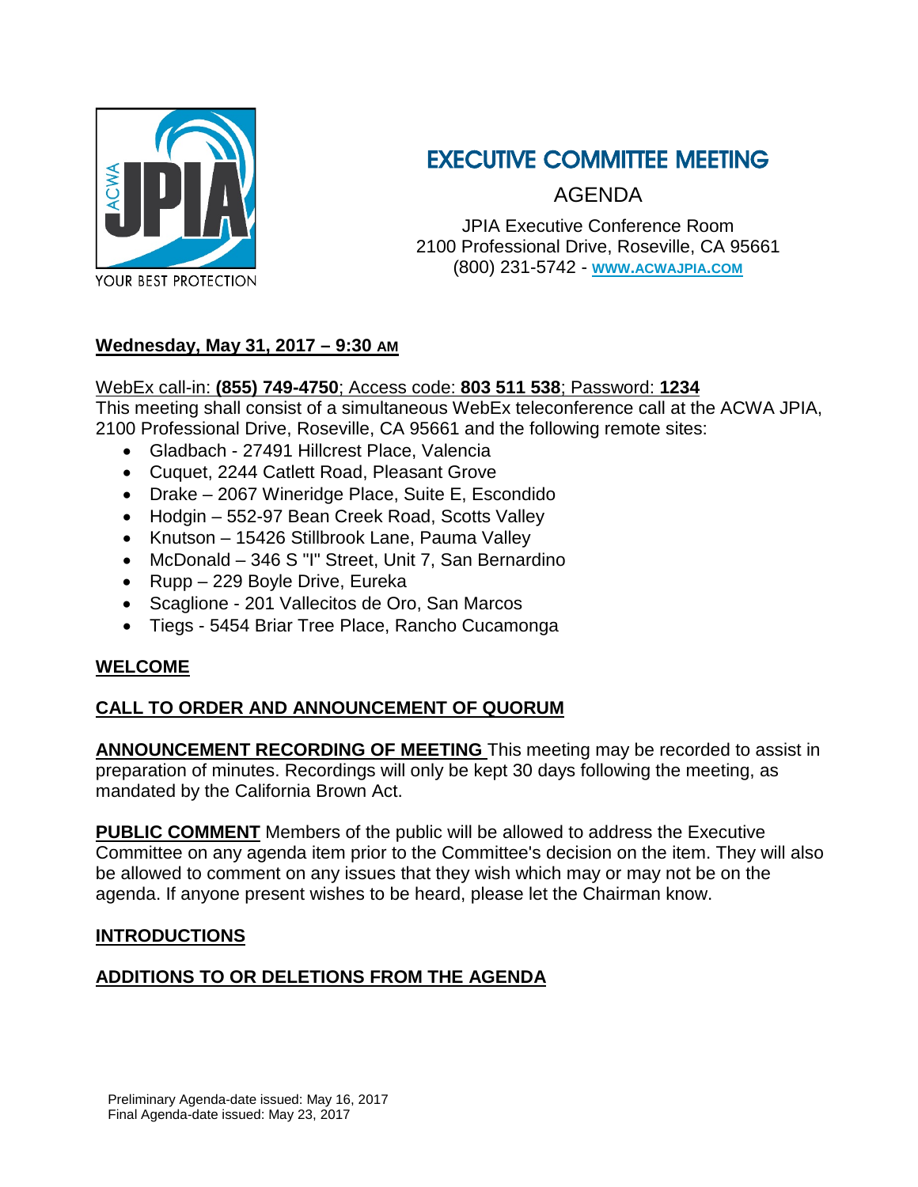YOUR BEST PROTECTION

# EXECUTIVE COMMITTEE MEETING

## AGENDA

JPIA Executive Conference Room
2100 Professional Drive, Roseville, CA 95661
(800) 231-5742 - **WWW.ACWAJPIA.COM**

**Wednesday, May 31, 2017 – 9:30 AM**

WebEx call-in: **(855) 749-4750**; Access code: **803 511 538**; Password: **1234**
This meeting shall consist of a simultaneous WebEx teleconference call at the ACWA JPIA, 2100 Professional Drive, Roseville, CA 95661 and the following remote sites:

- Gladbach - 27491 Hillcrest Place, Valencia
- Cuquet, 2244 Catlett Road, Pleasant Grove
- Drake – 2067 Wineridge Place, Suite E, Escondido
- Hodgin – 552-97 Bean Creek Road, Scotts Valley
- Knutson – 15426 Stillbrook Lane, Pauma Valley
- McDonald – 346 S "I" Street, Unit 7, San Bernardino
- Rupp – 229 Boyle Drive, Eureka
- Scaglione - 201 Vallecitos de Oro, San Marcos
- Tiegs - 5454 Briar Tree Place, Rancho Cucamonga

**WELCOME**

**CALL TO ORDER AND ANNOUNCEMENT OF QUORUM**

**ANNOUNCEMENT RECORDING OF MEETING** This meeting may be recorded to assist in preparation of minutes. Recordings will only be kept 30 days following the meeting, as mandated by the California Brown Act.

**PUBLIC COMMENT** Members of the public will be allowed to address the Executive Committee on any agenda item prior to the Committee's decision on the item. They will also be allowed to comment on any issues that they wish which may or may not be on the agenda. If anyone present wishes to be heard, please let the Chairman know.

**INTRODUCTIONS**

**ADDITIONS TO OR DELETIONS FROM THE AGENDA**

Preliminary Agenda-date issued: May 16, 2017
Final Agenda-date issued: May 23, 2017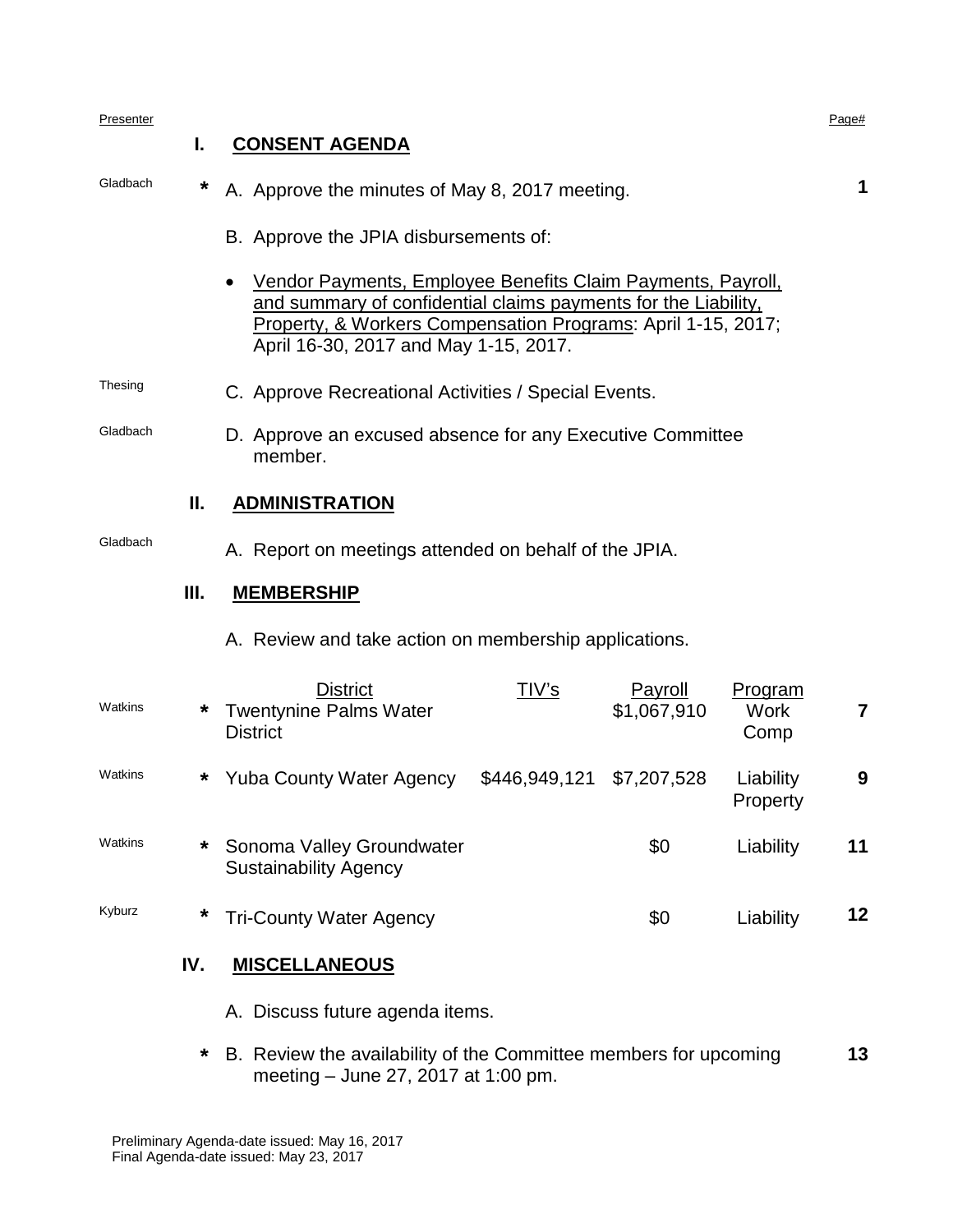| Presenter | | | Page# |
|---|---|---|---|

## I. CONSENT AGENDA

| Presenter | | Item | Page# |
|---|---|---|---|
| Gladbach | * | A. Approve the minutes of May 8, 2017 meeting. | 1 |
| | | B. Approve the JPIA disbursements of: | |
| | | • Vendor Payments, Employee Benefits Claim Payments, Payroll, and summary of confidential claims payments for the Liability, Property, & Workers Compensation Programs: April 1-15, 2017; April 16-30, 2017 and May 1-15, 2017. | |
| Thesing | | C. Approve Recreational Activities / Special Events. | |
| Gladbach | | D. Approve an excused absence for any Executive Committee member. | |

## II. ADMINISTRATION

| Presenter | Item |
|---|---|
| Gladbach | A. Report on meetings attended on behalf of the JPIA. |

## III. MEMBERSHIP

A. Review and take action on membership applications.

| Presenter | | District | TIV's | Payroll | Program | Page# |
|---|---|---|---|---|---|---|
| Watkins | * | Twentynine Palms Water District | | $1,067,910 | Work Comp | 7 |
| Watkins | * | Yuba County Water Agency | $446,949,121 | $7,207,528 | Liability Property | 9 |
| Watkins | * | Sonoma Valley Groundwater Sustainability Agency | | $0 | Liability | 11 |
| Kyburz | * | Tri-County Water Agency | | $0 | Liability | 12 |

## IV. MISCELLANEOUS

| | Item | Page# |
|---|---|---|
| | A. Discuss future agenda items. | |
| * | B. Review the availability of the Committee members for upcoming meeting – June 27, 2017 at 1:00 pm. | 13 |

Preliminary Agenda-date issued: May 16, 2017
Final Agenda-date issued: May 23, 2017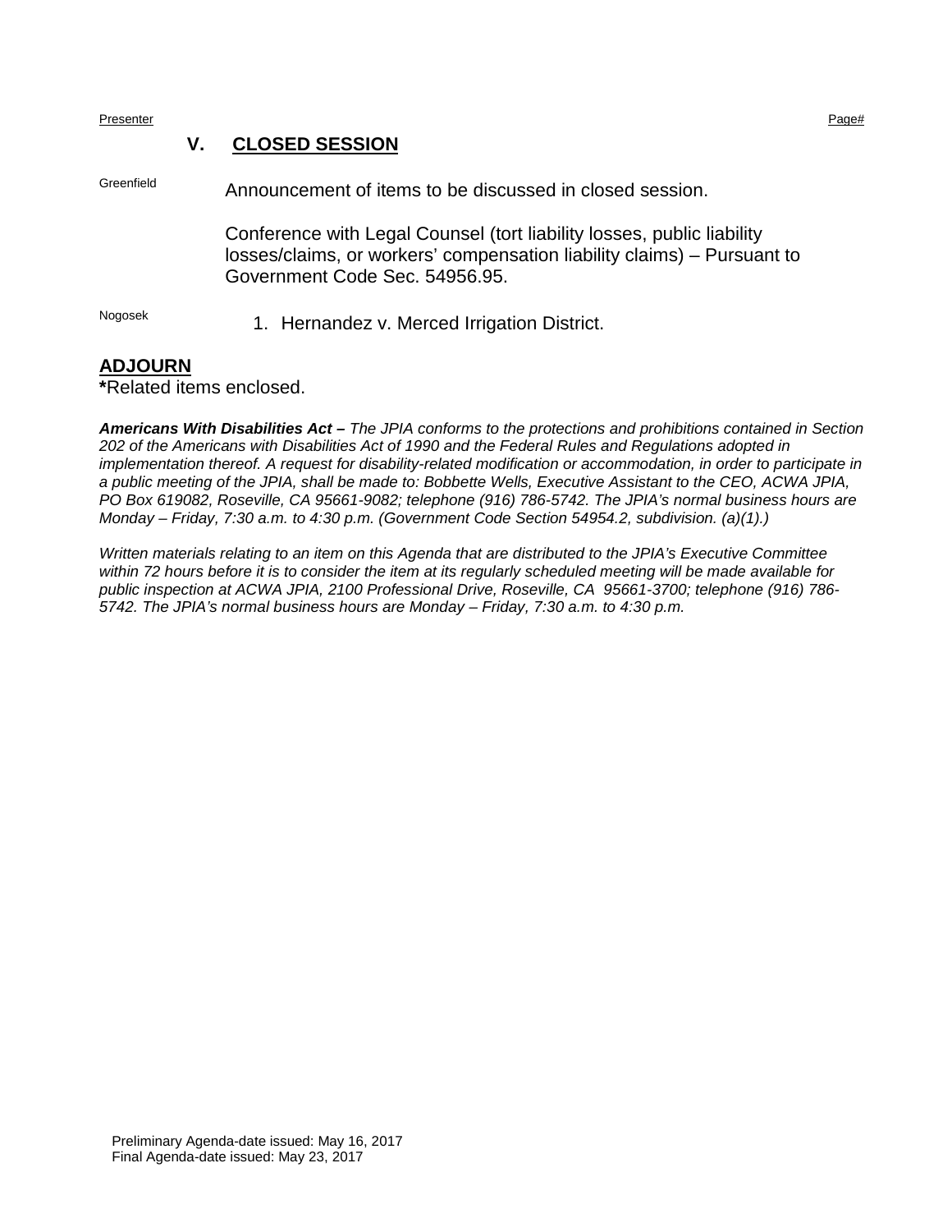Presenter | Page#

## V. CLOSED SESSION

Greenfield — Announcement of items to be discussed in closed session.

Conference with Legal Counsel (tort liability losses, public liability losses/claims, or workers' compensation liability claims) – Pursuant to Government Code Sec. 54956.95.

Nogosek

1. Hernandez v. Merced Irrigation District.

## ADJOURN

**\***Related items enclosed.

***Americans With Disabilities Act –*** *The JPIA conforms to the protections and prohibitions contained in Section 202 of the Americans with Disabilities Act of 1990 and the Federal Rules and Regulations adopted in implementation thereof. A request for disability-related modification or accommodation, in order to participate in a public meeting of the JPIA, shall be made to: Bobbette Wells, Executive Assistant to the CEO, ACWA JPIA, PO Box 619082, Roseville, CA 95661-9082; telephone (916) 786-5742. The JPIA's normal business hours are Monday – Friday, 7:30 a.m. to 4:30 p.m. (Government Code Section 54954.2, subdivision. (a)(1).)*

*Written materials relating to an item on this Agenda that are distributed to the JPIA's Executive Committee within 72 hours before it is to consider the item at its regularly scheduled meeting will be made available for public inspection at ACWA JPIA, 2100 Professional Drive, Roseville, CA 95661-3700; telephone (916) 786-5742. The JPIA's normal business hours are Monday – Friday, 7:30 a.m. to 4:30 p.m.*

Preliminary Agenda-date issued: May 16, 2017
Final Agenda-date issued: May 23, 2017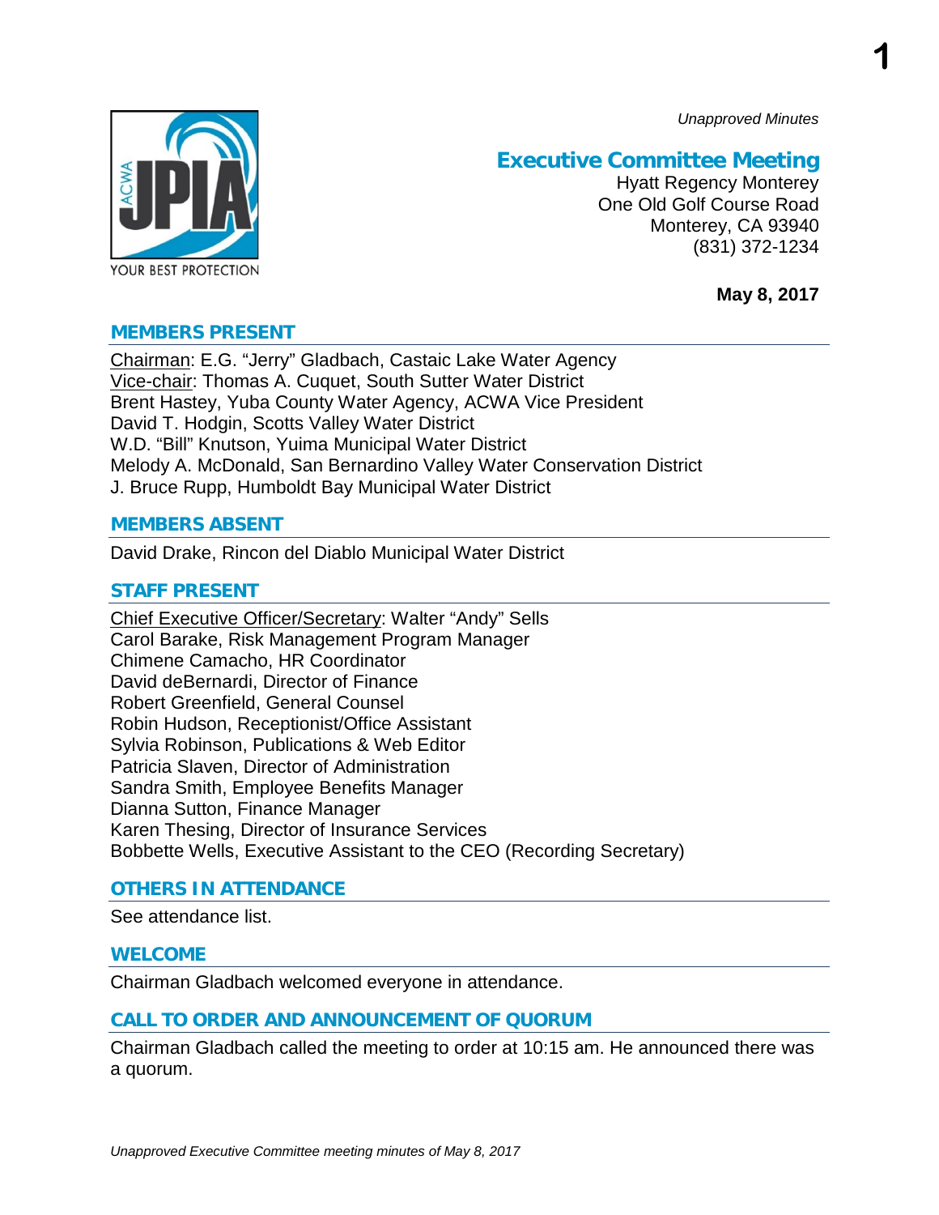*Unapproved Minutes*

# Executive Committee Meeting

Hyatt Regency Monterey
One Old Golf Course Road
Monterey, CA 93940
(831) 372-1234

**May 8, 2017**

## MEMBERS PRESENT

Chairman: E.G. "Jerry" Gladbach, Castaic Lake Water Agency
Vice-chair: Thomas A. Cuquet, South Sutter Water District
Brent Hastey, Yuba County Water Agency, ACWA Vice President
David T. Hodgin, Scotts Valley Water District
W.D. "Bill" Knutson, Yuima Municipal Water District
Melody A. McDonald, San Bernardino Valley Water Conservation District
J. Bruce Rupp, Humboldt Bay Municipal Water District

## MEMBERS ABSENT

David Drake, Rincon del Diablo Municipal Water District

## STAFF PRESENT

Chief Executive Officer/Secretary: Walter "Andy" Sells
Carol Barake, Risk Management Program Manager
Chimene Camacho, HR Coordinator
David deBernardi, Director of Finance
Robert Greenfield, General Counsel
Robin Hudson, Receptionist/Office Assistant
Sylvia Robinson, Publications & Web Editor
Patricia Slaven, Director of Administration
Sandra Smith, Employee Benefits Manager
Dianna Sutton, Finance Manager
Karen Thesing, Director of Insurance Services
Bobbette Wells, Executive Assistant to the CEO (Recording Secretary)

## OTHERS IN ATTENDANCE

See attendance list.

## WELCOME

Chairman Gladbach welcomed everyone in attendance.

## CALL TO ORDER AND ANNOUNCEMENT OF QUORUM

Chairman Gladbach called the meeting to order at 10:15 am. He announced there was a quorum.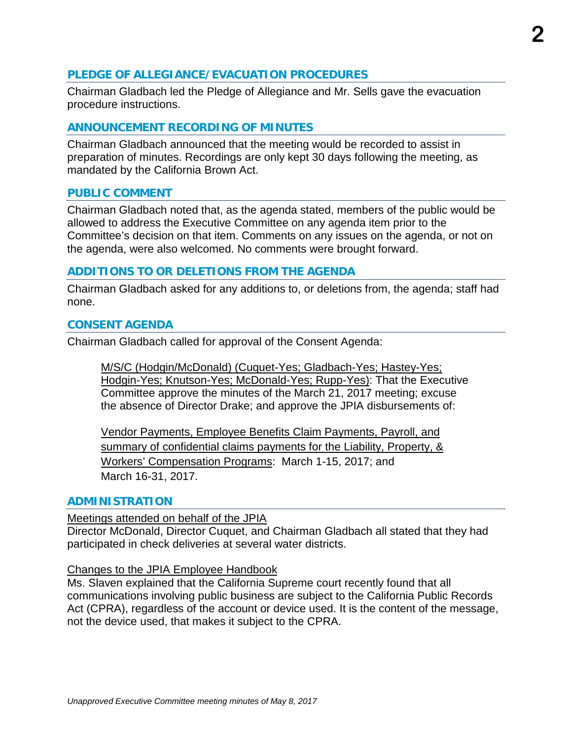## PLEDGE OF ALLEGIANCE/EVACUATION PROCEDURES

Chairman Gladbach led the Pledge of Allegiance and Mr. Sells gave the evacuation procedure instructions.

## ANNOUNCEMENT RECORDING OF MINUTES

Chairman Gladbach announced that the meeting would be recorded to assist in preparation of minutes. Recordings are only kept 30 days following the meeting, as mandated by the California Brown Act.

## PUBLIC COMMENT

Chairman Gladbach noted that, as the agenda stated, members of the public would be allowed to address the Executive Committee on any agenda item prior to the Committee's decision on that item. Comments on any issues on the agenda, or not on the agenda, were also welcomed. No comments were brought forward.

## ADDITIONS TO OR DELETIONS FROM THE AGENDA

Chairman Gladbach asked for any additions to, or deletions from, the agenda; staff had none.

## CONSENT AGENDA

Chairman Gladbach called for approval of the Consent Agenda:

> M/S/C (Hodgin/McDonald) (Cuquet-Yes; Gladbach-Yes; Hastey-Yes; Hodgin-Yes; Knutson-Yes; McDonald-Yes; Rupp-Yes): That the Executive Committee approve the minutes of the March 21, 2017 meeting; excuse the absence of Director Drake; and approve the JPIA disbursements of:
>
> Vendor Payments, Employee Benefits Claim Payments, Payroll, and summary of confidential claims payments for the Liability, Property, & Workers' Compensation Programs: March 1-15, 2017; and March 16-31, 2017.

## ADMINISTRATION

Meetings attended on behalf of the JPIA
Director McDonald, Director Cuquet, and Chairman Gladbach all stated that they had participated in check deliveries at several water districts.

Changes to the JPIA Employee Handbook
Ms. Slaven explained that the California Supreme court recently found that all communications involving public business are subject to the California Public Records Act (CPRA), regardless of the account or device used. It is the content of the message, not the device used, that makes it subject to the CPRA.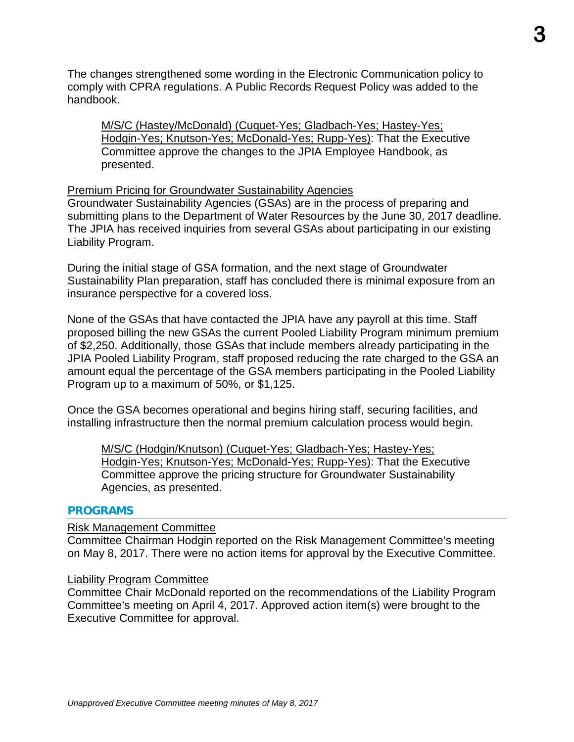The changes strengthened some wording in the Electronic Communication policy to comply with CPRA regulations. A Public Records Request Policy was added to the handbook.

> M/S/C (Hastey/McDonald) (Cuquet-Yes; Gladbach-Yes; Hastey-Yes; Hodgin-Yes; Knutson-Yes; McDonald-Yes; Rupp-Yes): That the Executive Committee approve the changes to the JPIA Employee Handbook, as presented.

Premium Pricing for Groundwater Sustainability Agencies

Groundwater Sustainability Agencies (GSAs) are in the process of preparing and submitting plans to the Department of Water Resources by the June 30, 2017 deadline. The JPIA has received inquiries from several GSAs about participating in our existing Liability Program.

During the initial stage of GSA formation, and the next stage of Groundwater Sustainability Plan preparation, staff has concluded there is minimal exposure from an insurance perspective for a covered loss.

None of the GSAs that have contacted the JPIA have any payroll at this time. Staff proposed billing the new GSAs the current Pooled Liability Program minimum premium of $2,250. Additionally, those GSAs that include members already participating in the JPIA Pooled Liability Program, staff proposed reducing the rate charged to the GSA an amount equal the percentage of the GSA members participating in the Pooled Liability Program up to a maximum of 50%, or $1,125.

Once the GSA becomes operational and begins hiring staff, securing facilities, and installing infrastructure then the normal premium calculation process would begin.

> M/S/C (Hodgin/Knutson) (Cuquet-Yes; Gladbach-Yes; Hastey-Yes; Hodgin-Yes; Knutson-Yes; McDonald-Yes; Rupp-Yes): That the Executive Committee approve the pricing structure for Groundwater Sustainability Agencies, as presented.

## PROGRAMS

Risk Management Committee

Committee Chairman Hodgin reported on the Risk Management Committee's meeting on May 8, 2017. There were no action items for approval by the Executive Committee.

Liability Program Committee

Committee Chair McDonald reported on the recommendations of the Liability Program Committee's meeting on April 4, 2017. Approved action item(s) were brought to the Executive Committee for approval.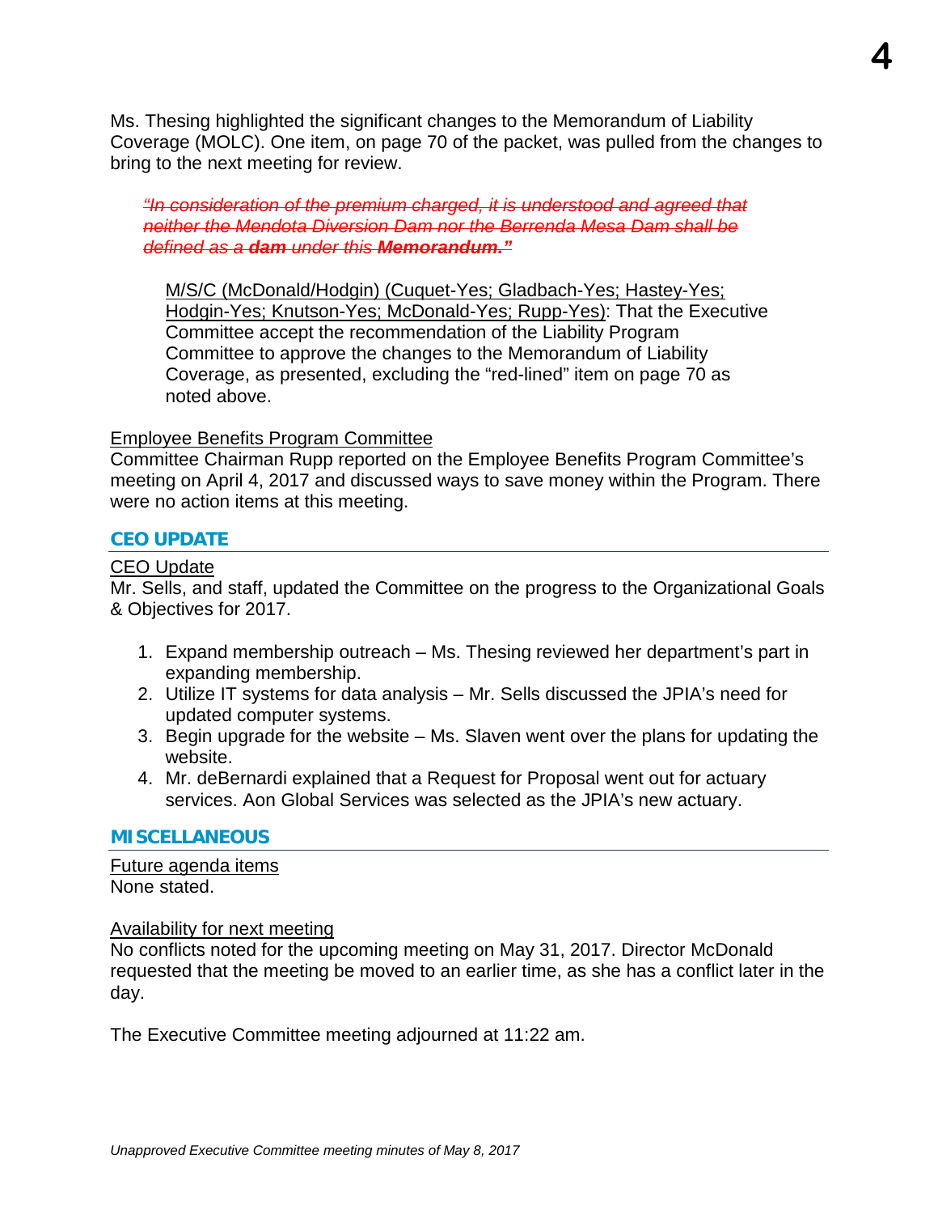Ms. Thesing highlighted the significant changes to the Memorandum of Liability Coverage (MOLC). One item, on page 70 of the packet, was pulled from the changes to bring to the next meeting for review.

> ~~*"In consideration of the premium charged, it is understood and agreed that neither the Mendota Diversion Dam nor the Berrenda Mesa Dam shall be defined as a **dam** under this **Memorandum.**"*~~

> <u>M/S/C (McDonald/Hodgin) (Cuquet-Yes; Gladbach-Yes; Hastey-Yes; Hodgin-Yes; Knutson-Yes; McDonald-Yes; Rupp-Yes)</u>: That the Executive Committee accept the recommendation of the Liability Program Committee to approve the changes to the Memorandum of Liability Coverage, as presented, excluding the "red-lined" item on page 70 as noted above.

<u>Employee Benefits Program Committee</u>
Committee Chairman Rupp reported on the Employee Benefits Program Committee's meeting on April 4, 2017 and discussed ways to save money within the Program. There were no action items at this meeting.

## CEO UPDATE

<u>CEO Update</u>
Mr. Sells, and staff, updated the Committee on the progress to the Organizational Goals & Objectives for 2017.

1. Expand membership outreach – Ms. Thesing reviewed her department's part in expanding membership.
2. Utilize IT systems for data analysis – Mr. Sells discussed the JPIA's need for updated computer systems.
3. Begin upgrade for the website – Ms. Slaven went over the plans for updating the website.
4. Mr. deBernardi explained that a Request for Proposal went out for actuary services. Aon Global Services was selected as the JPIA's new actuary.

## MISCELLANEOUS

<u>Future agenda items</u>
None stated.

<u>Availability for next meeting</u>
No conflicts noted for the upcoming meeting on May 31, 2017. Director McDonald requested that the meeting be moved to an earlier time, as she has a conflict later in the day.

The Executive Committee meeting adjourned at 11:22 am.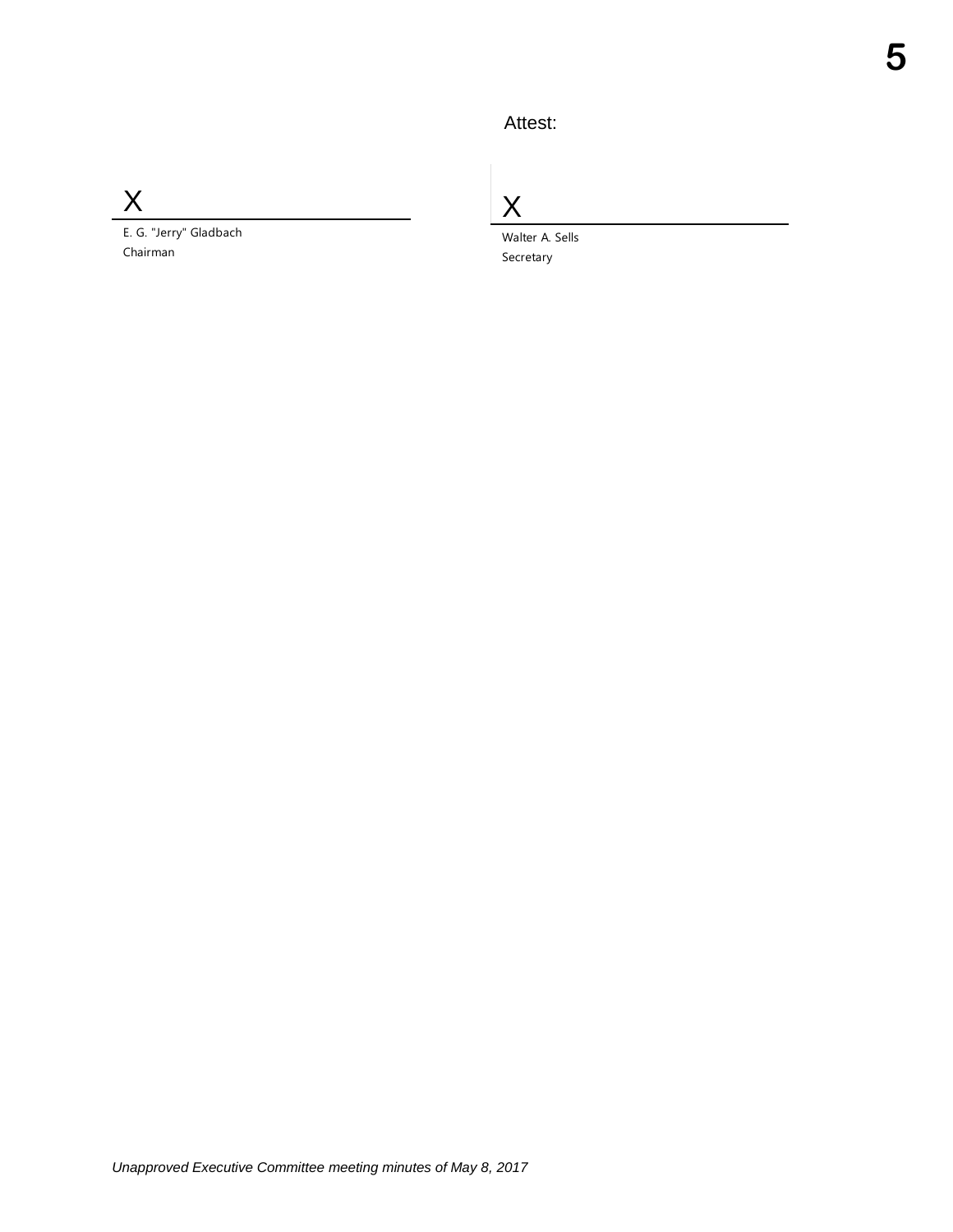Attest:

X
E. G. "Jerry" Gladbach
Chairman

X
Walter A. Sells
Secretary

*Unapproved Executive Committee meeting minutes of May 8, 2017*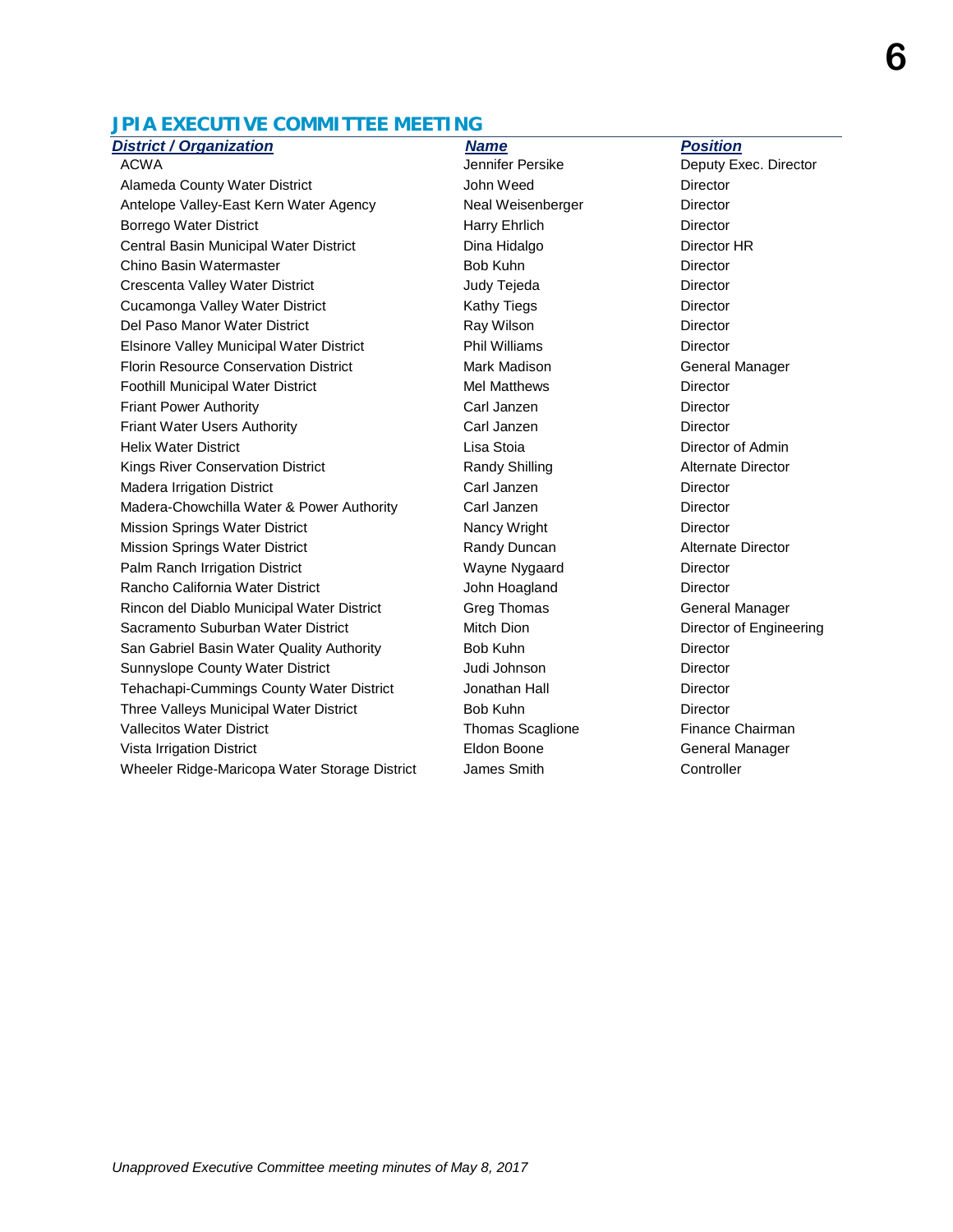## JPIA EXECUTIVE COMMITTEE MEETING

| District / Organization | Name | Position |
|---|---|---|
| ACWA | Jennifer Persike | Deputy Exec. Director |
| Alameda County Water District | John Weed | Director |
| Antelope Valley-East Kern Water Agency | Neal Weisenberger | Director |
| Borrego Water District | Harry Ehrlich | Director |
| Central Basin Municipal Water District | Dina Hidalgo | Director HR |
| Chino Basin Watermaster | Bob Kuhn | Director |
| Crescenta Valley Water District | Judy Tejeda | Director |
| Cucamonga Valley Water District | Kathy Tiegs | Director |
| Del Paso Manor Water District | Ray Wilson | Director |
| Elsinore Valley Municipal Water District | Phil Williams | Director |
| Florin Resource Conservation District | Mark Madison | General Manager |
| Foothill Municipal Water District | Mel Matthews | Director |
| Friant Power Authority | Carl Janzen | Director |
| Friant Water Users Authority | Carl Janzen | Director |
| Helix Water District | Lisa Stoia | Director of Admin |
| Kings River Conservation District | Randy Shilling | Alternate Director |
| Madera Irrigation District | Carl Janzen | Director |
| Madera-Chowchilla Water & Power Authority | Carl Janzen | Director |
| Mission Springs Water District | Nancy Wright | Director |
| Mission Springs Water District | Randy Duncan | Alternate Director |
| Palm Ranch Irrigation District | Wayne Nygaard | Director |
| Rancho California Water District | John Hoagland | Director |
| Rincon del Diablo Municipal Water District | Greg Thomas | General Manager |
| Sacramento Suburban Water District | Mitch Dion | Director of Engineering |
| San Gabriel Basin Water Quality Authority | Bob Kuhn | Director |
| Sunnyslope County Water District | Judi Johnson | Director |
| Tehachapi-Cummings County Water District | Jonathan Hall | Director |
| Three Valleys Municipal Water District | Bob Kuhn | Director |
| Vallecitos Water District | Thomas Scaglione | Finance Chairman |
| Vista Irrigation District | Eldon Boone | General Manager |
| Wheeler Ridge-Maricopa Water Storage District | James Smith | Controller |

*Unapproved Executive Committee meeting minutes of May 8, 2017*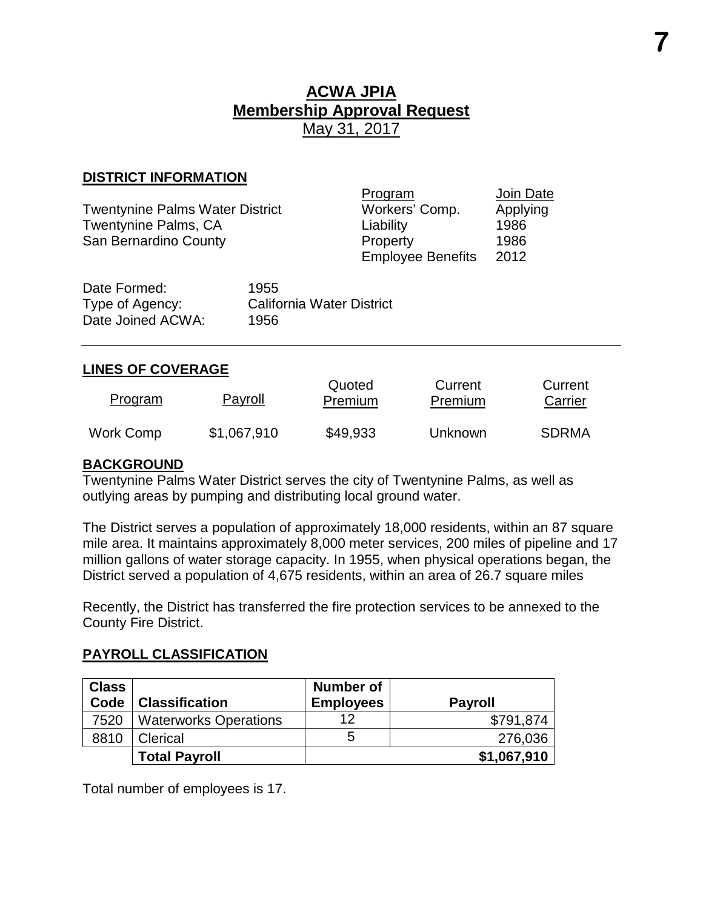# ACWA JPIA
## Membership Approval Request
May 31, 2017

### DISTRICT INFORMATION

Twentynine Palms Water District
Twentynine Palms, CA
San Bernardino County

| Program | Join Date |
|---|---|
| Workers' Comp. | Applying |
| Liability | 1986 |
| Property | 1986 |
| Employee Benefits | 2012 |

Date Formed: 1955
Type of Agency: California Water District
Date Joined ACWA: 1956

---

### LINES OF COVERAGE

| Program | Payroll | Quoted Premium | Current Premium | Current Carrier |
|---|---|---|---|---|
| Work Comp | $1,067,910 | $49,933 | Unknown | SDRMA |

### BACKGROUND

Twentynine Palms Water District serves the city of Twentynine Palms, as well as outlying areas by pumping and distributing local ground water.

The District serves a population of approximately 18,000 residents, within an 87 square mile area. It maintains approximately 8,000 meter services, 200 miles of pipeline and 17 million gallons of water storage capacity. In 1955, when physical operations began, the District served a population of 4,675 residents, within an area of 26.7 square miles

Recently, the District has transferred the fire protection services to be annexed to the County Fire District.

### PAYROLL CLASSIFICATION

| Class Code | Classification | Number of Employees | Payroll |
|---|---|---|---|
| 7520 | Waterworks Operations | 12 | $791,874 |
| 8810 | Clerical | 5 | 276,036 |
| | **Total Payroll** | | **$1,067,910** |

Total number of employees is 17.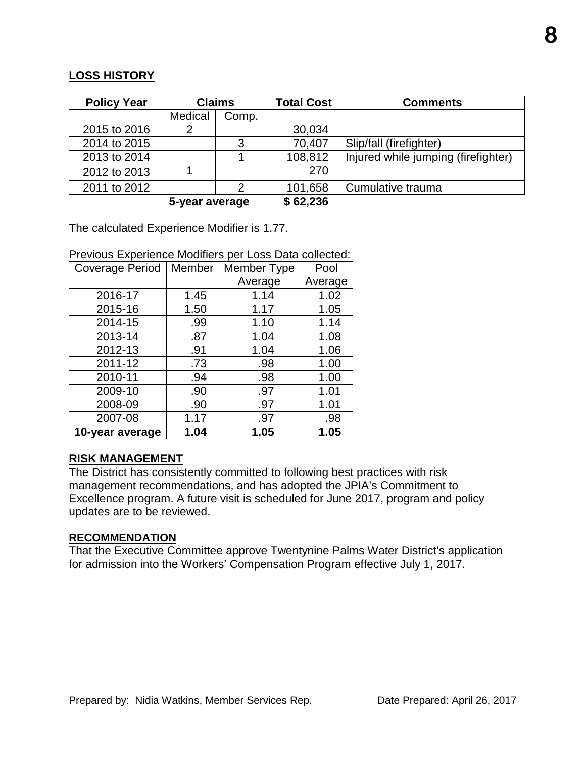**LOSS HISTORY**

| Policy Year | Claims | | Total Cost | Comments |
|---|---|---|---|---|
| | Medical | Comp. | | |
| 2015 to 2016 | 2 | | 30,034 | |
| 2014 to 2015 | | 3 | 70,407 | Slip/fall (firefighter) |
| 2013 to 2014 | | 1 | 108,812 | Injured while jumping (firefighter) |
| 2012 to 2013 | 1 | | 270 | |
| 2011 to 2012 | | 2 | 101,658 | Cumulative trauma |
| | **5-year average** | | **$ 62,236** | |

The calculated Experience Modifier is 1.77.

Previous Experience Modifiers per Loss Data collected:

| Coverage Period | Member | Member Type Average | Pool Average |
|---|---|---|---|
| 2016-17 | 1.45 | 1.14 | 1.02 |
| 2015-16 | 1.50 | 1.17 | 1.05 |
| 2014-15 | .99 | 1.10 | 1.14 |
| 2013-14 | .87 | 1.04 | 1.08 |
| 2012-13 | .91 | 1.04 | 1.06 |
| 2011-12 | .73 | .98 | 1.00 |
| 2010-11 | .94 | .98 | 1.00 |
| 2009-10 | .90 | .97 | 1.01 |
| 2008-09 | .90 | .97 | 1.01 |
| 2007-08 | 1.17 | .97 | .98 |
| **10-year average** | **1.04** | **1.05** | **1.05** |

**RISK MANAGEMENT**

The District has consistently committed to following best practices with risk management recommendations, and has adopted the JPIA's Commitment to Excellence program. A future visit is scheduled for June 2017, program and policy updates are to be reviewed.

**RECOMMENDATION**

That the Executive Committee approve Twentynine Palms Water District's application for admission into the Workers' Compensation Program effective July 1, 2017.

Prepared by: Nidia Watkins, Member Services Rep. Date Prepared: April 26, 2017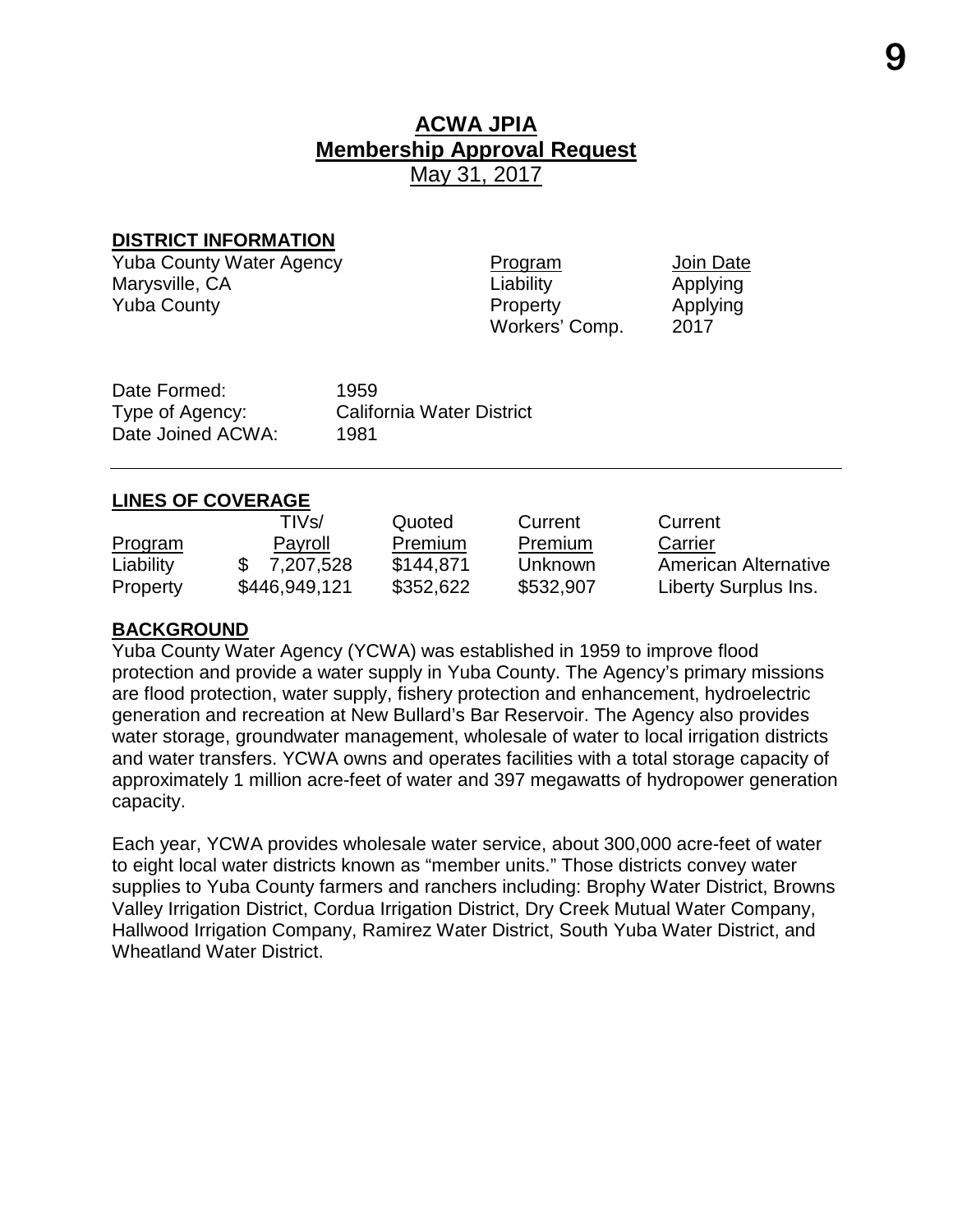# ACWA JPIA
## Membership Approval Request
May 31, 2017

**DISTRICT INFORMATION**

| | Program | Join Date |
|---|---|---|
| Yuba County Water Agency | Liability | Applying |
| Marysville, CA | Property | Applying |
| Yuba County | Workers' Comp. | 2017 |

Date Formed: 1959
Type of Agency: California Water District
Date Joined ACWA: 1981

---

**LINES OF COVERAGE**

| Program | TIVs/ Payroll | Quoted Premium | Current Premium | Current Carrier |
|---|---|---|---|---|
| Liability | $ 7,207,528 | $144,871 | Unknown | American Alternative |
| Property | $446,949,121 | $352,622 | $532,907 | Liberty Surplus Ins. |

**BACKGROUND**

Yuba County Water Agency (YCWA) was established in 1959 to improve flood protection and provide a water supply in Yuba County. The Agency's primary missions are flood protection, water supply, fishery protection and enhancement, hydroelectric generation and recreation at New Bullard's Bar Reservoir. The Agency also provides water storage, groundwater management, wholesale of water to local irrigation districts and water transfers. YCWA owns and operates facilities with a total storage capacity of approximately 1 million acre-feet of water and 397 megawatts of hydropower generation capacity.

Each year, YCWA provides wholesale water service, about 300,000 acre-feet of water to eight local water districts known as "member units." Those districts convey water supplies to Yuba County farmers and ranchers including: Brophy Water District, Browns Valley Irrigation District, Cordua Irrigation District, Dry Creek Mutual Water Company, Hallwood Irrigation Company, Ramirez Water District, South Yuba Water District, and Wheatland Water District.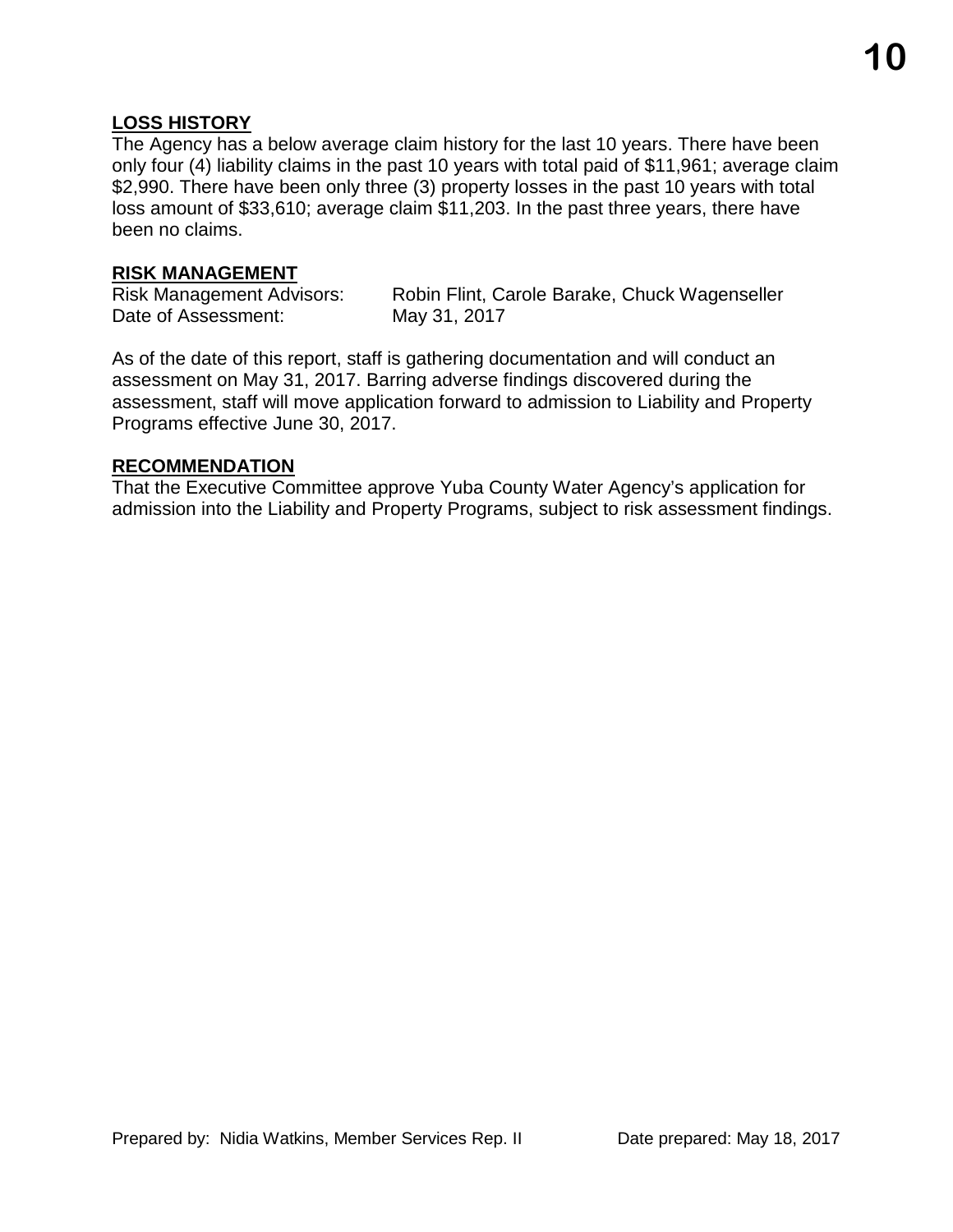## LOSS HISTORY

The Agency has a below average claim history for the last 10 years. There have been only four (4) liability claims in the past 10 years with total paid of $11,961; average claim $2,990. There have been only three (3) property losses in the past 10 years with total loss amount of $33,610; average claim $11,203. In the past three years, there have been no claims.

## RISK MANAGEMENT

Risk Management Advisors: Robin Flint, Carole Barake, Chuck Wagenseller
Date of Assessment: May 31, 2017

As of the date of this report, staff is gathering documentation and will conduct an assessment on May 31, 2017. Barring adverse findings discovered during the assessment, staff will move application forward to admission to Liability and Property Programs effective June 30, 2017.

## RECOMMENDATION

That the Executive Committee approve Yuba County Water Agency's application for admission into the Liability and Property Programs, subject to risk assessment findings.

Prepared by: Nidia Watkins, Member Services Rep. II    Date prepared: May 18, 2017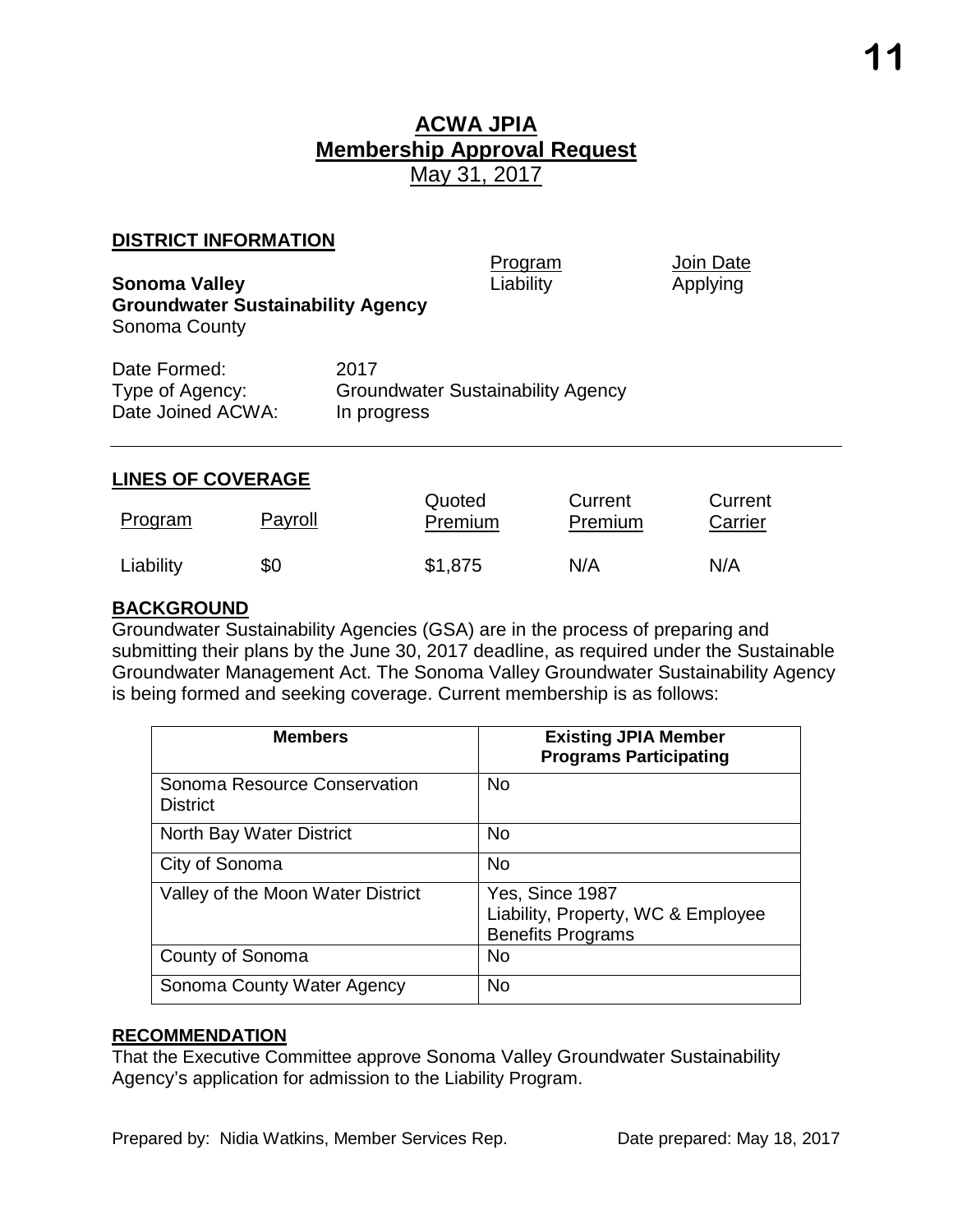# ACWA JPIA
## Membership Approval Request
May 31, 2017

### DISTRICT INFORMATION

| | Program | Join Date |
|---|---|---|
| **Sonoma Valley Groundwater Sustainability Agency** Sonoma County | Liability | Applying |

| | |
|---|---|
| Date Formed: | 2017 |
| Type of Agency: | Groundwater Sustainability Agency |
| Date Joined ACWA: | In progress |

---

### LINES OF COVERAGE

| Program | Payroll | Quoted Premium | Current Premium | Current Carrier |
|---|---|---|---|---|
| Liability | $0 | $1,875 | N/A | N/A |

### BACKGROUND

Groundwater Sustainability Agencies (GSA) are in the process of preparing and submitting their plans by the June 30, 2017 deadline, as required under the Sustainable Groundwater Management Act. The Sonoma Valley Groundwater Sustainability Agency is being formed and seeking coverage. Current membership is as follows:

| Members | Existing JPIA Member Programs Participating |
|---|---|
| Sonoma Resource Conservation District | No |
| North Bay Water District | No |
| City of Sonoma | No |
| Valley of the Moon Water District | Yes, Since 1987 Liability, Property, WC & Employee Benefits Programs |
| County of Sonoma | No |
| Sonoma County Water Agency | No |

### RECOMMENDATION

That the Executive Committee approve Sonoma Valley Groundwater Sustainability Agency's application for admission to the Liability Program.

Prepared by: Nidia Watkins, Member Services Rep. Date prepared: May 18, 2017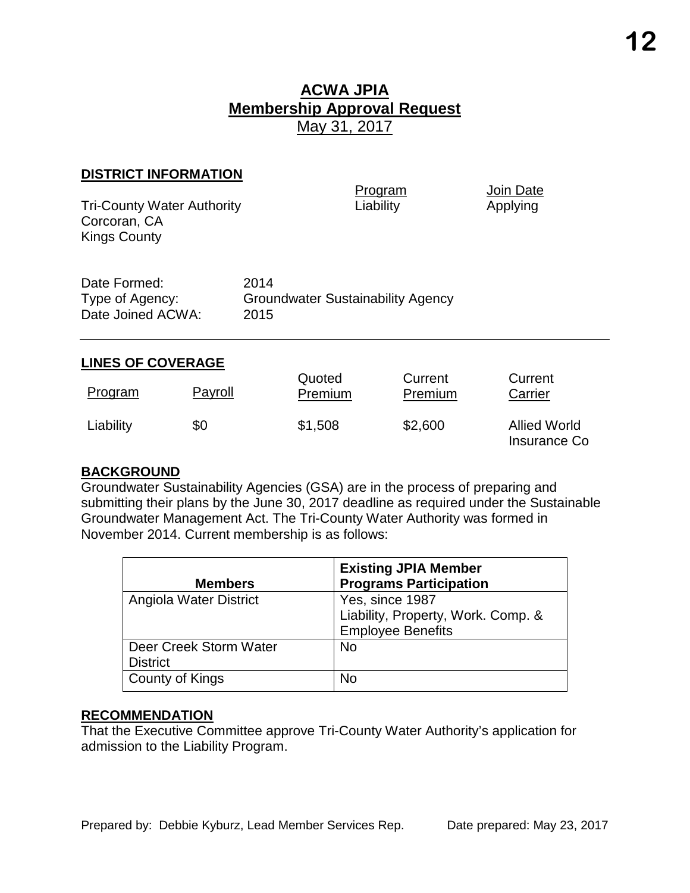# ACWA JPIA

## Membership Approval Request

May 31, 2017

**DISTRICT INFORMATION**

| | Program | Join Date |
|---|---|---|
| Tri-County Water Authority<br>Corcoran, CA<br>Kings County | Liability | Applying |

Date Formed: 2014
Type of Agency: Groundwater Sustainability Agency
Date Joined ACWA: 2015

---

**LINES OF COVERAGE**

| Program | Payroll | Quoted Premium | Current Premium | Current Carrier |
|---|---|---|---|---|
| Liability | $0 | $1,508 | $2,600 | Allied World Insurance Co |

**BACKGROUND**

Groundwater Sustainability Agencies (GSA) are in the process of preparing and submitting their plans by the June 30, 2017 deadline as required under the Sustainable Groundwater Management Act. The Tri-County Water Authority was formed in November 2014. Current membership is as follows:

| Members | Existing JPIA Member Programs Participation |
|---|---|
| Angiola Water District | Yes, since 1987<br>Liability, Property, Work. Comp. & Employee Benefits |
| Deer Creek Storm Water District | No |
| County of Kings | No |

**RECOMMENDATION**

That the Executive Committee approve Tri-County Water Authority's application for admission to the Liability Program.

Prepared by: Debbie Kyburz, Lead Member Services Rep. Date prepared: May 23, 2017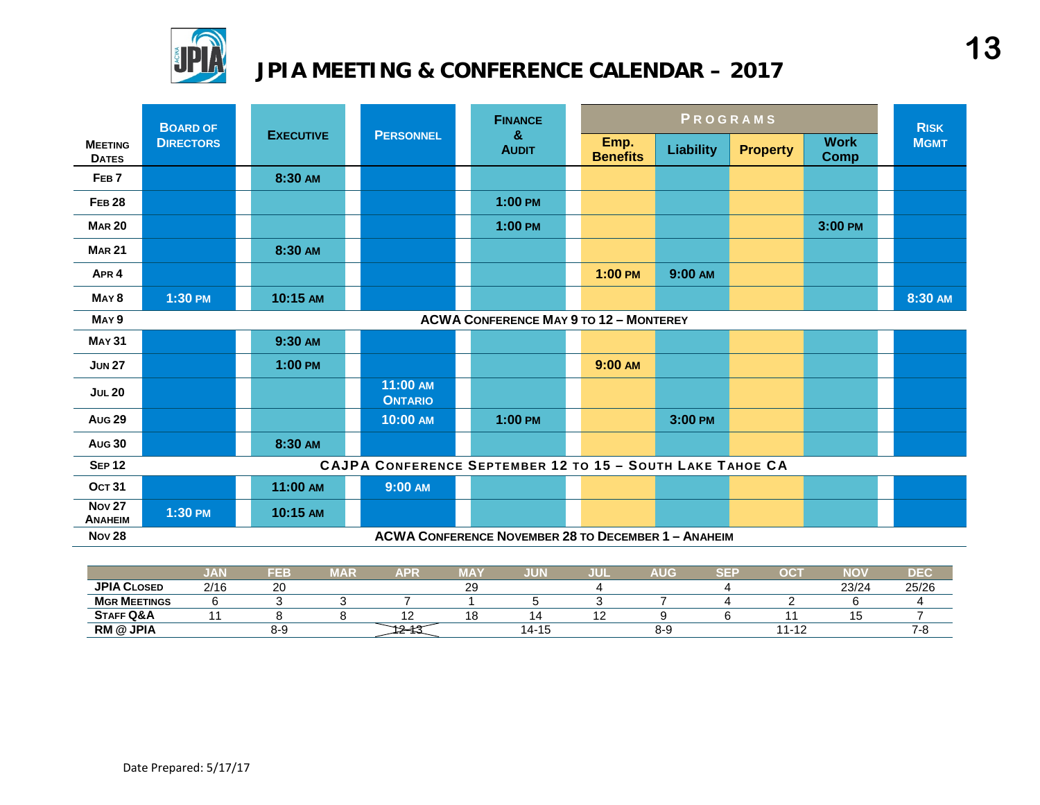# JPIA MEETING & CONFERENCE CALENDAR – 2017

| Meeting Dates | Board of Directors | Executive | Personnel | Finance & Audit | Programs | | | | Risk Mgmt |
|---|---|---|---|---|---|---|---|---|---|
| | | | | | Emp. Benefits | Liability | Property | Work Comp | |
| Feb 7 | | 8:30 AM | | | | | | | |
| Feb 28 | | | | 1:00 PM | | | | | |
| Mar 20 | | | | 1:00 PM | | | | 3:00 PM | |
| Mar 21 | | 8:30 AM | | | | | | | |
| Apr 4 | | | | | 1:00 PM | 9:00 AM | | | |
| May 8 | 1:30 PM | 10:15 AM | | | | | | | 8:30 AM |
| May 9 | ACWA Conference May 9 to 12 – Monterey | | | | | | | | |
| May 31 | | 9:30 AM | | | | | | | |
| Jun 27 | | 1:00 PM | | | 9:00 AM | | | | |
| Jul 20 | | | 11:00 AM Ontario | | | | | | |
| Aug 29 | | | 10:00 AM | 1:00 PM | | 3:00 PM | | | |
| Aug 30 | | 8:30 AM | | | | | | | |
| Sep 12 | CAJPA Conference September 12 to 15 – South Lake Tahoe CA | | | | | | | | |
| Oct 31 | | 11:00 AM | 9:00 AM | | | | | | |
| Nov 27 Anaheim | 1:30 PM | 10:15 AM | | | | | | | |
| Nov 28 | ACWA Conference November 28 to December 1 – Anaheim | | | | | | | | |

| | JAN | FEB | MAR | APR | MAY | JUN | JUL | AUG | SEP | OCT | NOV | DEC |
|---|---|---|---|---|---|---|---|---|---|---|---|---|
| JPIA Closed | 2/16 | 20 | | | 29 | | 4 | | 4 | | 23/24 | 25/26 |
| Mgr Meetings | 6 | 3 | 3 | 7 | 1 | 5 | 3 | 7 | 4 | 2 | 6 | 4 |
| Staff Q&A | 11 | 8 | 8 | 12 | 18 | 14 | 12 | 9 | 6 | 11 | 15 | 7 |
| RM @ JPIA | | 8-9 | | ~~12-13~~ | | 14-15 | | 8-9 | | 11-12 | | 7-8 |

Date Prepared: 5/17/17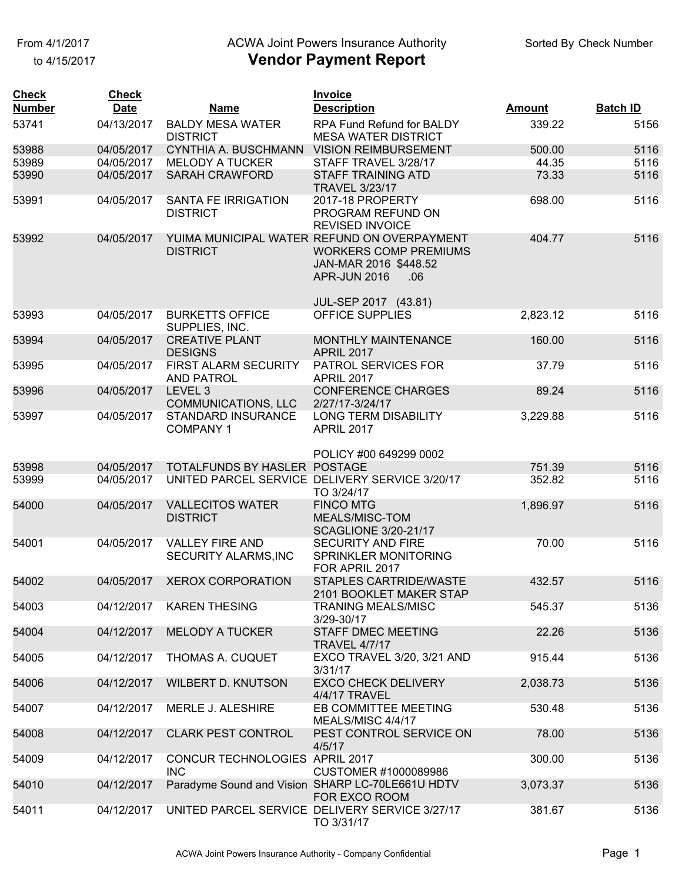From 4/1/2017 to 4/15/2017

# ACWA Joint Powers Insurance Authority
## Vendor Payment Report

Sorted By Check Number

| Check Number | Check Date | Name | Invoice Description | Amount | Batch ID |
|---|---|---|---|---|---|
| 53741 | 04/13/2017 | BALDY MESA WATER DISTRICT | RPA Fund Refund for BALDY MESA WATER DISTRICT | 339.22 | 5156 |
| 53988 | 04/05/2017 | CYNTHIA A. BUSCHMANN | VISION REIMBURSEMENT | 500.00 | 5116 |
| 53989 | 04/05/2017 | MELODY A TUCKER | STAFF TRAVEL 3/28/17 | 44.35 | 5116 |
| 53990 | 04/05/2017 | SARAH CRAWFORD | STAFF TRAINING ATD TRAVEL 3/23/17 | 73.33 | 5116 |
| 53991 | 04/05/2017 | SANTA FE IRRIGATION DISTRICT | 2017-18 PROPERTY PROGRAM REFUND ON REVISED INVOICE | 698.00 | 5116 |
| 53992 | 04/05/2017 | YUIMA MUNICIPAL WATER DISTRICT | REFUND ON OVERPAYMENT WORKERS COMP PREMIUMS JAN-MAR 2016 $448.52 APR-JUN 2016 .06 JUL-SEP 2017 (43.81) | 404.77 | 5116 |
| 53993 | 04/05/2017 | BURKETTS OFFICE SUPPLIES, INC. | OFFICE SUPPLIES | 2,823.12 | 5116 |
| 53994 | 04/05/2017 | CREATIVE PLANT DESIGNS | MONTHLY MAINTENANCE APRIL 2017 | 160.00 | 5116 |
| 53995 | 04/05/2017 | FIRST ALARM SECURITY AND PATROL | PATROL SERVICES FOR APRIL 2017 | 37.79 | 5116 |
| 53996 | 04/05/2017 | LEVEL 3 COMMUNICATIONS, LLC | CONFERENCE CHARGES 2/27/17-3/24/17 | 89.24 | 5116 |
| 53997 | 04/05/2017 | STANDARD INSURANCE COMPANY 1 | LONG TERM DISABILITY APRIL 2017 POLICY #00 649299 0002 | 3,229.88 | 5116 |
| 53998 | 04/05/2017 | TOTALFUNDS BY HASLER | POSTAGE | 751.39 | 5116 |
| 53999 | 04/05/2017 | UNITED PARCEL SERVICE | DELIVERY SERVICE 3/20/17 TO 3/24/17 | 352.82 | 5116 |
| 54000 | 04/05/2017 | VALLECITOS WATER DISTRICT | FINCO MTG MEALS/MISC-TOM SCAGLIONE 3/20-21/17 | 1,896.97 | 5116 |
| 54001 | 04/05/2017 | VALLEY FIRE AND SECURITY ALARMS,INC | SECURITY AND FIRE SPRINKLER MONITORING FOR APRIL 2017 | 70.00 | 5116 |
| 54002 | 04/05/2017 | XEROX CORPORATION | STAPLES CARTRIDE/WASTE 2101 BOOKLET MAKER STAP | 432.57 | 5116 |
| 54003 | 04/12/2017 | KAREN THESING | TRANING MEALS/MISC 3/29-30/17 | 545.37 | 5136 |
| 54004 | 04/12/2017 | MELODY A TUCKER | STAFF DMEC MEETING TRAVEL 4/7/17 | 22.26 | 5136 |
| 54005 | 04/12/2017 | THOMAS A. CUQUET | EXCO TRAVEL 3/20, 3/21 AND 3/31/17 | 915.44 | 5136 |
| 54006 | 04/12/2017 | WILBERT D. KNUTSON | EXCO CHECK DELIVERY 4/4/17 TRAVEL | 2,038.73 | 5136 |
| 54007 | 04/12/2017 | MERLE J. ALESHIRE | EB COMMITTEE MEETING MEALS/MISC 4/4/17 | 530.48 | 5136 |
| 54008 | 04/12/2017 | CLARK PEST CONTROL | PEST CONTROL SERVICE ON 4/5/17 | 78.00 | 5136 |
| 54009 | 04/12/2017 | CONCUR TECHNOLOGIES INC | APRIL 2017 CUSTOMER #1000089986 | 300.00 | 5136 |
| 54010 | 04/12/2017 | Paradyme Sound and Vision | SHARP LC-70LE661U HDTV FOR EXCO ROOM | 3,073.37 | 5136 |
| 54011 | 04/12/2017 | UNITED PARCEL SERVICE | DELIVERY SERVICE 3/27/17 TO 3/31/17 | 381.67 | 5136 |

ACWA Joint Powers Insurance Authority - Company Confidential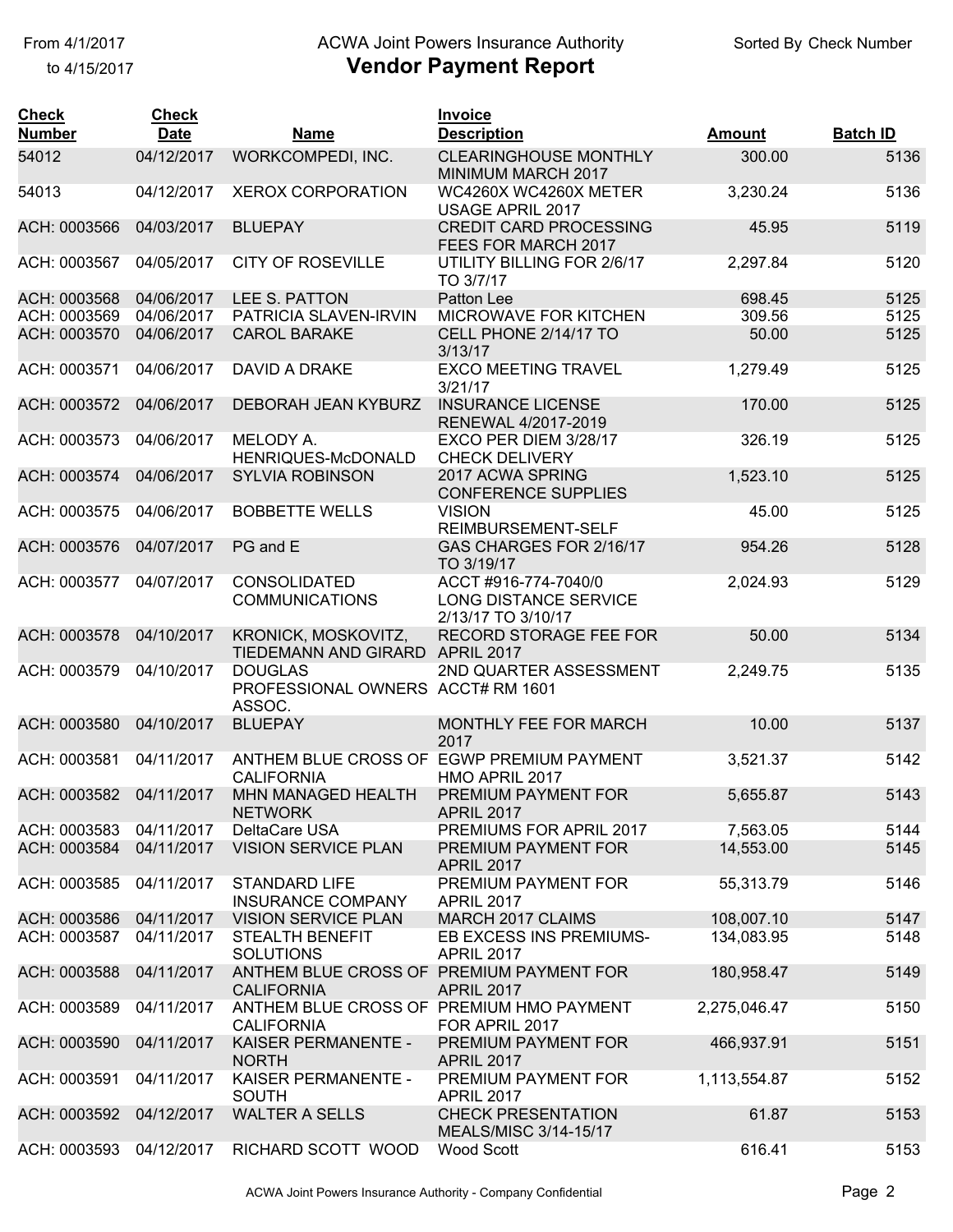From 4/1/2017
to 4/15/2017

# ACWA Joint Powers Insurance Authority
## Vendor Payment Report

Sorted By Check Number

| Check Number | Check Date | Name | Invoice Description | Amount | Batch ID |
|---|---|---|---|---|---|
| 54012 | 04/12/2017 | WORKCOMPEDI, INC. | CLEARINGHOUSE MONTHLY MINIMUM MARCH 2017 | 300.00 | 5136 |
| 54013 | 04/12/2017 | XEROX CORPORATION | WC4260X WC4260X METER USAGE APRIL 2017 | 3,230.24 | 5136 |
| ACH: 0003566 | 04/03/2017 | BLUEPAY | CREDIT CARD PROCESSING FEES FOR MARCH 2017 | 45.95 | 5119 |
| ACH: 0003567 | 04/05/2017 | CITY OF ROSEVILLE | UTILITY BILLING FOR 2/6/17 TO 3/7/17 | 2,297.84 | 5120 |
| ACH: 0003568 | 04/06/2017 | LEE S. PATTON | Patton Lee | 698.45 | 5125 |
| ACH: 0003569 | 04/06/2017 | PATRICIA SLAVEN-IRVIN | MICROWAVE FOR KITCHEN | 309.56 | 5125 |
| ACH: 0003570 | 04/06/2017 | CAROL BARAKE | CELL PHONE 2/14/17 TO 3/13/17 | 50.00 | 5125 |
| ACH: 0003571 | 04/06/2017 | DAVID A DRAKE | EXCO MEETING TRAVEL 3/21/17 | 1,279.49 | 5125 |
| ACH: 0003572 | 04/06/2017 | DEBORAH JEAN KYBURZ | INSURANCE LICENSE RENEWAL 4/2017-2019 | 170.00 | 5125 |
| ACH: 0003573 | 04/06/2017 | MELODY A. HENRIQUES-McDONALD | EXCO PER DIEM 3/28/17 CHECK DELIVERY | 326.19 | 5125 |
| ACH: 0003574 | 04/06/2017 | SYLVIA ROBINSON | 2017 ACWA SPRING CONFERENCE SUPPLIES | 1,523.10 | 5125 |
| ACH: 0003575 | 04/06/2017 | BOBBETTE WELLS | VISION REIMBURSEMENT-SELF | 45.00 | 5125 |
| ACH: 0003576 | 04/07/2017 | PG and E | GAS CHARGES FOR 2/16/17 TO 3/19/17 | 954.26 | 5128 |
| ACH: 0003577 | 04/07/2017 | CONSOLIDATED COMMUNICATIONS | ACCT #916-774-7040/0 LONG DISTANCE SERVICE 2/13/17 TO 3/10/17 | 2,024.93 | 5129 |
| ACH: 0003578 | 04/10/2017 | KRONICK, MOSKOVITZ, TIEDEMANN AND GIRARD | RECORD STORAGE FEE FOR APRIL 2017 | 50.00 | 5134 |
| ACH: 0003579 | 04/10/2017 | DOUGLAS PROFESSIONAL OWNERS ASSOC. | 2ND QUARTER ASSESSMENT ACCT# RM 1601 | 2,249.75 | 5135 |
| ACH: 0003580 | 04/10/2017 | BLUEPAY | MONTHLY FEE FOR MARCH 2017 | 10.00 | 5137 |
| ACH: 0003581 | 04/11/2017 | ANTHEM BLUE CROSS OF CALIFORNIA | EGWP PREMIUM PAYMENT HMO APRIL 2017 | 3,521.37 | 5142 |
| ACH: 0003582 | 04/11/2017 | MHN MANAGED HEALTH NETWORK | PREMIUM PAYMENT FOR APRIL 2017 | 5,655.87 | 5143 |
| ACH: 0003583 | 04/11/2017 | DeltaCare USA | PREMIUMS FOR APRIL 2017 | 7,563.05 | 5144 |
| ACH: 0003584 | 04/11/2017 | VISION SERVICE PLAN | PREMIUM PAYMENT FOR APRIL 2017 | 14,553.00 | 5145 |
| ACH: 0003585 | 04/11/2017 | STANDARD LIFE INSURANCE COMPANY | PREMIUM PAYMENT FOR APRIL 2017 | 55,313.79 | 5146 |
| ACH: 0003586 | 04/11/2017 | VISION SERVICE PLAN | MARCH 2017 CLAIMS | 108,007.10 | 5147 |
| ACH: 0003587 | 04/11/2017 | STEALTH BENEFIT SOLUTIONS | EB EXCESS INS PREMIUMS-APRIL 2017 | 134,083.95 | 5148 |
| ACH: 0003588 | 04/11/2017 | ANTHEM BLUE CROSS OF CALIFORNIA | PREMIUM PAYMENT FOR APRIL 2017 | 180,958.47 | 5149 |
| ACH: 0003589 | 04/11/2017 | ANTHEM BLUE CROSS OF CALIFORNIA | PREMIUM HMO PAYMENT FOR APRIL 2017 | 2,275,046.47 | 5150 |
| ACH: 0003590 | 04/11/2017 | KAISER PERMANENTE - NORTH | PREMIUM PAYMENT FOR APRIL 2017 | 466,937.91 | 5151 |
| ACH: 0003591 | 04/11/2017 | KAISER PERMANENTE - SOUTH | PREMIUM PAYMENT FOR APRIL 2017 | 1,113,554.87 | 5152 |
| ACH: 0003592 | 04/12/2017 | WALTER A SELLS | CHECK PRESENTATION MEALS/MISC 3/14-15/17 | 61.87 | 5153 |
| ACH: 0003593 | 04/12/2017 | RICHARD SCOTT WOOD | Wood Scott | 616.41 | 5153 |

ACWA Joint Powers Insurance Authority - Company Confidential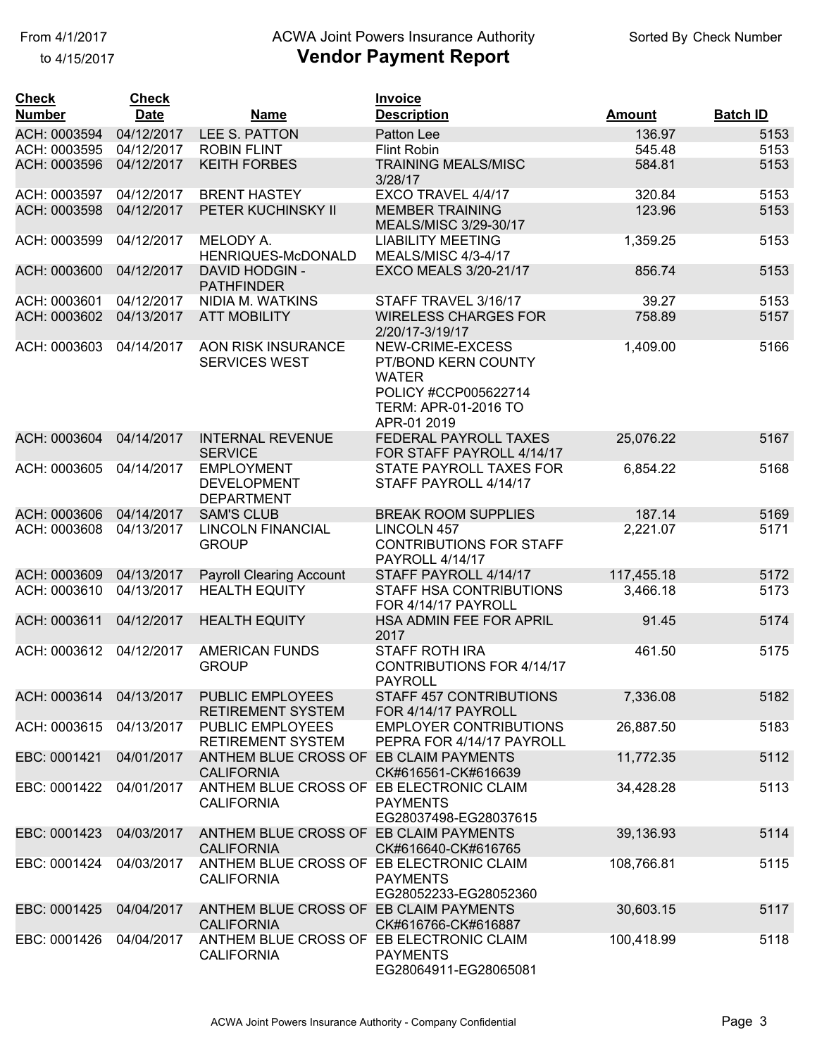From 4/1/2017 to 4/15/2017

# ACWA Joint Powers Insurance Authority
## Vendor Payment Report

Sorted By Check Number

| Check Number | Check Date | Name | Invoice Description | Amount | Batch ID |
|---|---|---|---|---|---|
| ACH: 0003594 | 04/12/2017 | LEE S. PATTON | Patton Lee | 136.97 | 5153 |
| ACH: 0003595 | 04/12/2017 | ROBIN FLINT | Flint Robin | 545.48 | 5153 |
| ACH: 0003596 | 04/12/2017 | KEITH FORBES | TRAINING MEALS/MISC 3/28/17 | 584.81 | 5153 |
| ACH: 0003597 | 04/12/2017 | BRENT HASTEY | EXCO TRAVEL 4/4/17 | 320.84 | 5153 |
| ACH: 0003598 | 04/12/2017 | PETER KUCHINSKY II | MEMBER TRAINING MEALS/MISC 3/29-30/17 | 123.96 | 5153 |
| ACH: 0003599 | 04/12/2017 | MELODY A. HENRIQUES-McDONALD | LIABILITY MEETING MEALS/MISC 4/3-4/17 | 1,359.25 | 5153 |
| ACH: 0003600 | 04/12/2017 | DAVID HODGIN - PATHFINDER | EXCO MEALS 3/20-21/17 | 856.74 | 5153 |
| ACH: 0003601 | 04/12/2017 | NIDIA M. WATKINS | STAFF TRAVEL 3/16/17 | 39.27 | 5153 |
| ACH: 0003602 | 04/13/2017 | ATT MOBILITY | WIRELESS CHARGES FOR 2/20/17-3/19/17 | 758.89 | 5157 |
| ACH: 0003603 | 04/14/2017 | AON RISK INSURANCE SERVICES WEST | NEW-CRIME-EXCESS PT/BOND KERN COUNTY WATER POLICY #CCP005622714 TERM: APR-01-2016 TO APR-01 2019 | 1,409.00 | 5166 |
| ACH: 0003604 | 04/14/2017 | INTERNAL REVENUE SERVICE | FEDERAL PAYROLL TAXES FOR STAFF PAYROLL 4/14/17 | 25,076.22 | 5167 |
| ACH: 0003605 | 04/14/2017 | EMPLOYMENT DEVELOPMENT DEPARTMENT | STATE PAYROLL TAXES FOR STAFF PAYROLL 4/14/17 | 6,854.22 | 5168 |
| ACH: 0003606 | 04/14/2017 | SAM'S CLUB | BREAK ROOM SUPPLIES | 187.14 | 5169 |
| ACH: 0003608 | 04/13/2017 | LINCOLN FINANCIAL GROUP | LINCOLN 457 CONTRIBUTIONS FOR STAFF PAYROLL 4/14/17 | 2,221.07 | 5171 |
| ACH: 0003609 | 04/13/2017 | Payroll Clearing Account | STAFF PAYROLL 4/14/17 | 117,455.18 | 5172 |
| ACH: 0003610 | 04/13/2017 | HEALTH EQUITY | STAFF HSA CONTRIBUTIONS FOR 4/14/17 PAYROLL | 3,466.18 | 5173 |
| ACH: 0003611 | 04/12/2017 | HEALTH EQUITY | HSA ADMIN FEE FOR APRIL 2017 | 91.45 | 5174 |
| ACH: 0003612 | 04/12/2017 | AMERICAN FUNDS GROUP | STAFF ROTH IRA CONTRIBUTIONS FOR 4/14/17 PAYROLL | 461.50 | 5175 |
| ACH: 0003614 | 04/13/2017 | PUBLIC EMPLOYEES RETIREMENT SYSTEM | STAFF 457 CONTRIBUTIONS FOR 4/14/17 PAYROLL | 7,336.08 | 5182 |
| ACH: 0003615 | 04/13/2017 | PUBLIC EMPLOYEES RETIREMENT SYSTEM | EMPLOYER CONTRIBUTIONS PEPRA FOR 4/14/17 PAYROLL | 26,887.50 | 5183 |
| EBC: 0001421 | 04/01/2017 | ANTHEM BLUE CROSS OF CALIFORNIA | EB CLAIM PAYMENTS CK#616561-CK#616639 | 11,772.35 | 5112 |
| EBC: 0001422 | 04/01/2017 | ANTHEM BLUE CROSS OF CALIFORNIA | EB ELECTRONIC CLAIM PAYMENTS EG28037498-EG28037615 | 34,428.28 | 5113 |
| EBC: 0001423 | 04/03/2017 | ANTHEM BLUE CROSS OF CALIFORNIA | EB CLAIM PAYMENTS CK#616640-CK#616765 | 39,136.93 | 5114 |
| EBC: 0001424 | 04/03/2017 | ANTHEM BLUE CROSS OF CALIFORNIA | EB ELECTRONIC CLAIM PAYMENTS EG28052233-EG28052360 | 108,766.81 | 5115 |
| EBC: 0001425 | 04/04/2017 | ANTHEM BLUE CROSS OF CALIFORNIA | EB CLAIM PAYMENTS CK#616766-CK#616887 | 30,603.15 | 5117 |
| EBC: 0001426 | 04/04/2017 | ANTHEM BLUE CROSS OF CALIFORNIA | EB ELECTRONIC CLAIM PAYMENTS EG28064911-EG28065081 | 100,418.99 | 5118 |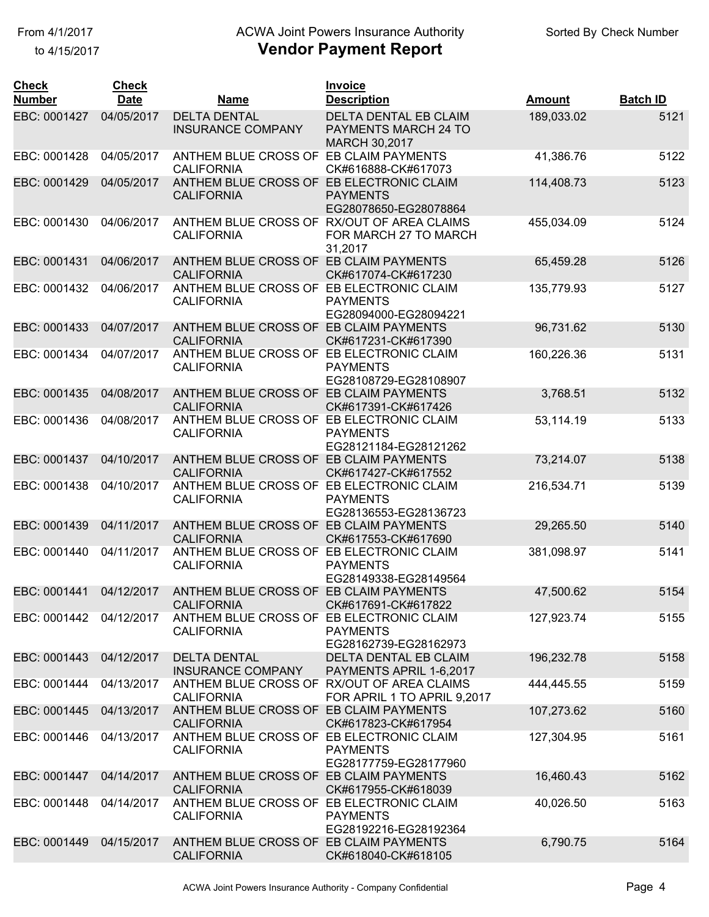From 4/1/2017
to 4/15/2017

# ACWA Joint Powers Insurance Authority
## Vendor Payment Report

Sorted By Check Number

| Check Number | Check Date | Name | Invoice Description | Amount | Batch ID |
|---|---|---|---|---|---|
| EBC: 0001427 | 04/05/2017 | DELTA DENTAL INSURANCE COMPANY | DELTA DENTAL EB CLAIM PAYMENTS MARCH 24 TO MARCH 30,2017 | 189,033.02 | 5121 |
| EBC: 0001428 | 04/05/2017 | ANTHEM BLUE CROSS OF CALIFORNIA | EB CLAIM PAYMENTS CK#616888-CK#617073 | 41,386.76 | 5122 |
| EBC: 0001429 | 04/05/2017 | ANTHEM BLUE CROSS OF CALIFORNIA | EB ELECTRONIC CLAIM PAYMENTS EG28078650-EG28078864 | 114,408.73 | 5123 |
| EBC: 0001430 | 04/06/2017 | ANTHEM BLUE CROSS OF CALIFORNIA | RX/OUT OF AREA CLAIMS FOR MARCH 27 TO MARCH 31,2017 | 455,034.09 | 5124 |
| EBC: 0001431 | 04/06/2017 | ANTHEM BLUE CROSS OF CALIFORNIA | EB CLAIM PAYMENTS CK#617074-CK#617230 | 65,459.28 | 5126 |
| EBC: 0001432 | 04/06/2017 | ANTHEM BLUE CROSS OF CALIFORNIA | EB ELECTRONIC CLAIM PAYMENTS EG28094000-EG28094221 | 135,779.93 | 5127 |
| EBC: 0001433 | 04/07/2017 | ANTHEM BLUE CROSS OF CALIFORNIA | EB CLAIM PAYMENTS CK#617231-CK#617390 | 96,731.62 | 5130 |
| EBC: 0001434 | 04/07/2017 | ANTHEM BLUE CROSS OF CALIFORNIA | EB ELECTRONIC CLAIM PAYMENTS EG28108729-EG28108907 | 160,226.36 | 5131 |
| EBC: 0001435 | 04/08/2017 | ANTHEM BLUE CROSS OF CALIFORNIA | EB CLAIM PAYMENTS CK#617391-CK#617426 | 3,768.51 | 5132 |
| EBC: 0001436 | 04/08/2017 | ANTHEM BLUE CROSS OF CALIFORNIA | EB ELECTRONIC CLAIM PAYMENTS EG28121184-EG28121262 | 53,114.19 | 5133 |
| EBC: 0001437 | 04/10/2017 | ANTHEM BLUE CROSS OF CALIFORNIA | EB CLAIM PAYMENTS CK#617427-CK#617552 | 73,214.07 | 5138 |
| EBC: 0001438 | 04/10/2017 | ANTHEM BLUE CROSS OF CALIFORNIA | EB ELECTRONIC CLAIM PAYMENTS EG28136553-EG28136723 | 216,534.71 | 5139 |
| EBC: 0001439 | 04/11/2017 | ANTHEM BLUE CROSS OF CALIFORNIA | EB CLAIM PAYMENTS CK#617553-CK#617690 | 29,265.50 | 5140 |
| EBC: 0001440 | 04/11/2017 | ANTHEM BLUE CROSS OF CALIFORNIA | EB ELECTRONIC CLAIM PAYMENTS EG28149338-EG28149564 | 381,098.97 | 5141 |
| EBC: 0001441 | 04/12/2017 | ANTHEM BLUE CROSS OF CALIFORNIA | EB CLAIM PAYMENTS CK#617691-CK#617822 | 47,500.62 | 5154 |
| EBC: 0001442 | 04/12/2017 | ANTHEM BLUE CROSS OF CALIFORNIA | EB ELECTRONIC CLAIM PAYMENTS EG28162739-EG28162973 | 127,923.74 | 5155 |
| EBC: 0001443 | 04/12/2017 | DELTA DENTAL INSURANCE COMPANY | DELTA DENTAL EB CLAIM PAYMENTS APRIL 1-6,2017 | 196,232.78 | 5158 |
| EBC: 0001444 | 04/13/2017 | ANTHEM BLUE CROSS OF CALIFORNIA | RX/OUT OF AREA CLAIMS FOR APRIL 1 TO APRIL 9,2017 | 444,445.55 | 5159 |
| EBC: 0001445 | 04/13/2017 | ANTHEM BLUE CROSS OF CALIFORNIA | EB CLAIM PAYMENTS CK#617823-CK#617954 | 107,273.62 | 5160 |
| EBC: 0001446 | 04/13/2017 | ANTHEM BLUE CROSS OF CALIFORNIA | EB ELECTRONIC CLAIM PAYMENTS EG28177759-EG28177960 | 127,304.95 | 5161 |
| EBC: 0001447 | 04/14/2017 | ANTHEM BLUE CROSS OF CALIFORNIA | EB CLAIM PAYMENTS CK#617955-CK#618039 | 16,460.43 | 5162 |
| EBC: 0001448 | 04/14/2017 | ANTHEM BLUE CROSS OF CALIFORNIA | EB ELECTRONIC CLAIM PAYMENTS EG28192216-EG28192364 | 40,026.50 | 5163 |
| EBC: 0001449 | 04/15/2017 | ANTHEM BLUE CROSS OF CALIFORNIA | EB CLAIM PAYMENTS CK#618040-CK#618105 | 6,790.75 | 5164 |

ACWA Joint Powers Insurance Authority - Company Confidential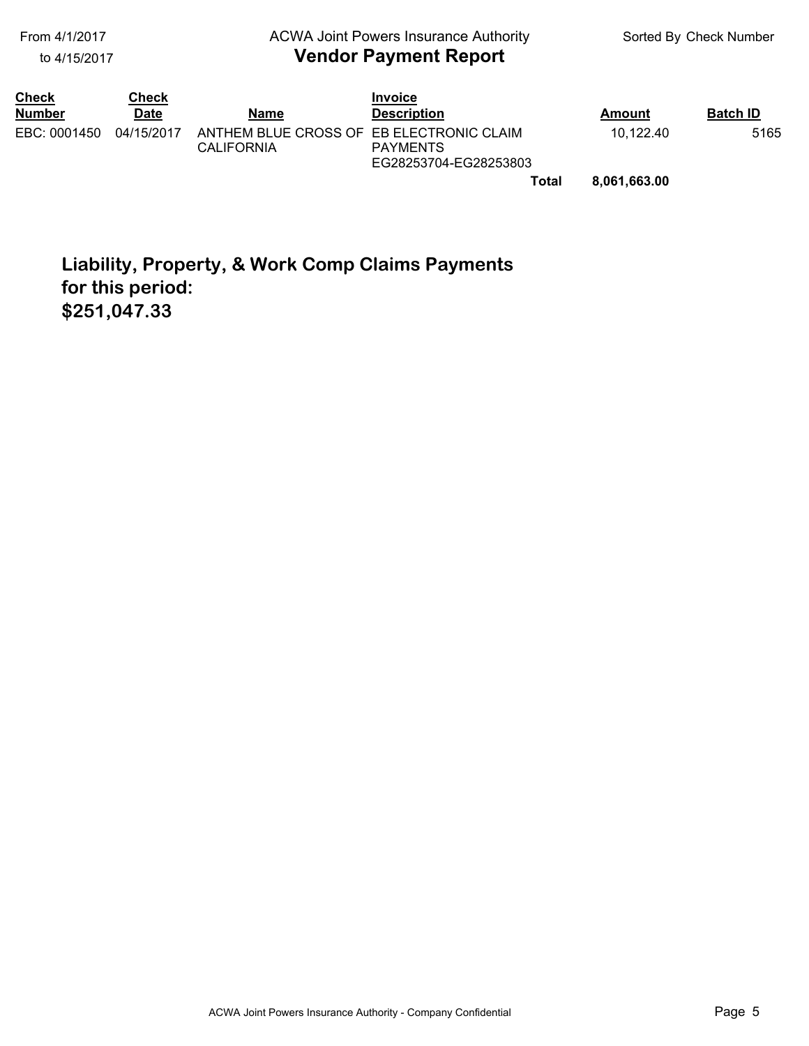| Check Number | Check Date | Name | Invoice Description | Amount | Batch ID |
|---|---|---|---|---|---|
| EBC: 0001450 | 04/15/2017 | ANTHEM BLUE CROSS OF CALIFORNIA | EB ELECTRONIC CLAIM PAYMENTS EG28253704-EG28253803 | 10,122.40 | 5165 |
| | | | **Total** | **8,061,663.00** | |

**Liability, Property, & Work Comp Claims Payments for this period: $251,047.33**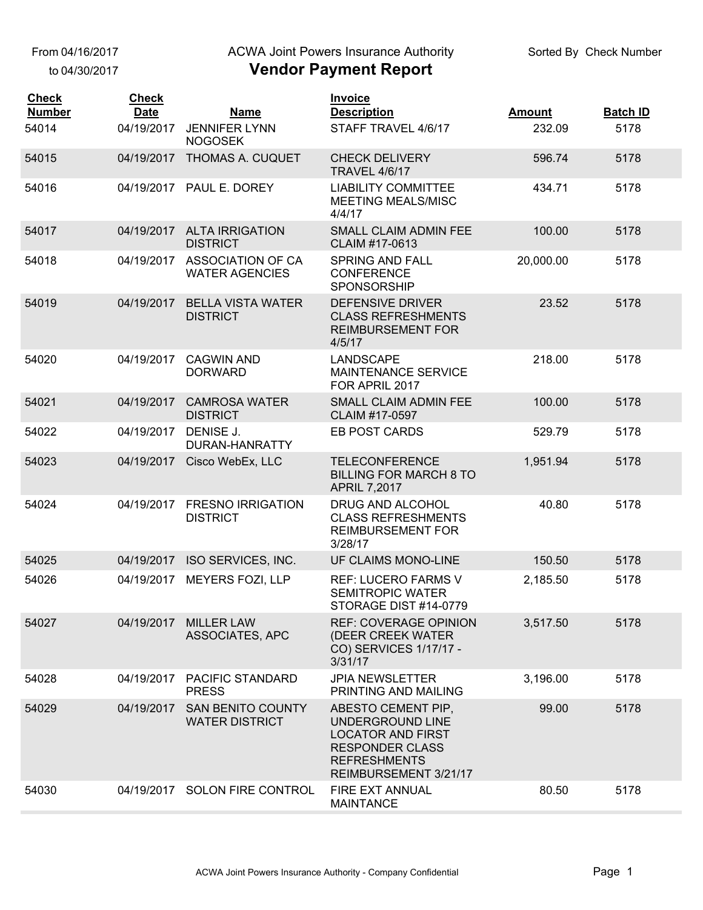From 04/16/2017
to 04/30/2017

ACWA Joint Powers Insurance Authority

# Vendor Payment Report

Sorted By Check Number

| Check Number | Check Date | Name | Invoice Description | Amount | Batch ID |
|---|---|---|---|---|---|
| 54014 | 04/19/2017 | JENNIFER LYNN NOGOSEK | STAFF TRAVEL 4/6/17 | 232.09 | 5178 |
| 54015 | 04/19/2017 | THOMAS A. CUQUET | CHECK DELIVERY TRAVEL 4/6/17 | 596.74 | 5178 |
| 54016 | 04/19/2017 | PAUL E. DOREY | LIABILITY COMMITTEE MEETING MEALS/MISC 4/4/17 | 434.71 | 5178 |
| 54017 | 04/19/2017 | ALTA IRRIGATION DISTRICT | SMALL CLAIM ADMIN FEE CLAIM #17-0613 | 100.00 | 5178 |
| 54018 | 04/19/2017 | ASSOCIATION OF CA WATER AGENCIES | SPRING AND FALL CONFERENCE SPONSORSHIP | 20,000.00 | 5178 |
| 54019 | 04/19/2017 | BELLA VISTA WATER DISTRICT | DEFENSIVE DRIVER CLASS REFRESHMENTS REIMBURSEMENT FOR 4/5/17 | 23.52 | 5178 |
| 54020 | 04/19/2017 | CAGWIN AND DORWARD | LANDSCAPE MAINTENANCE SERVICE FOR APRIL 2017 | 218.00 | 5178 |
| 54021 | 04/19/2017 | CAMROSA WATER DISTRICT | SMALL CLAIM ADMIN FEE CLAIM #17-0597 | 100.00 | 5178 |
| 54022 | 04/19/2017 | DENISE J. DURAN-HANRATTY | EB POST CARDS | 529.79 | 5178 |
| 54023 | 04/19/2017 | Cisco WebEx, LLC | TELECONFERENCE BILLING FOR MARCH 8 TO APRIL 7,2017 | 1,951.94 | 5178 |
| 54024 | 04/19/2017 | FRESNO IRRIGATION DISTRICT | DRUG AND ALCOHOL CLASS REFRESHMENTS REIMBURSEMENT FOR 3/28/17 | 40.80 | 5178 |
| 54025 | 04/19/2017 | ISO SERVICES, INC. | UF CLAIMS MONO-LINE | 150.50 | 5178 |
| 54026 | 04/19/2017 | MEYERS FOZI, LLP | REF: LUCERO FARMS V SEMITROPIC WATER STORAGE DIST #14-0779 | 2,185.50 | 5178 |
| 54027 | 04/19/2017 | MILLER LAW ASSOCIATES, APC | REF: COVERAGE OPINION (DEER CREEK WATER CO) SERVICES 1/17/17 - 3/31/17 | 3,517.50 | 5178 |
| 54028 | 04/19/2017 | PACIFIC STANDARD PRESS | JPIA NEWSLETTER PRINTING AND MAILING | 3,196.00 | 5178 |
| 54029 | 04/19/2017 | SAN BENITO COUNTY WATER DISTRICT | ABESTO CEMENT PIP, UNDERGROUND LINE LOCATOR AND FIRST RESPONDER CLASS REFRESHMENTS REIMBURSEMENT 3/21/17 | 99.00 | 5178 |
| 54030 | 04/19/2017 | SOLON FIRE CONTROL | FIRE EXT ANNUAL MAINTANCE | 80.50 | 5178 |

ACWA Joint Powers Insurance Authority - Company Confidential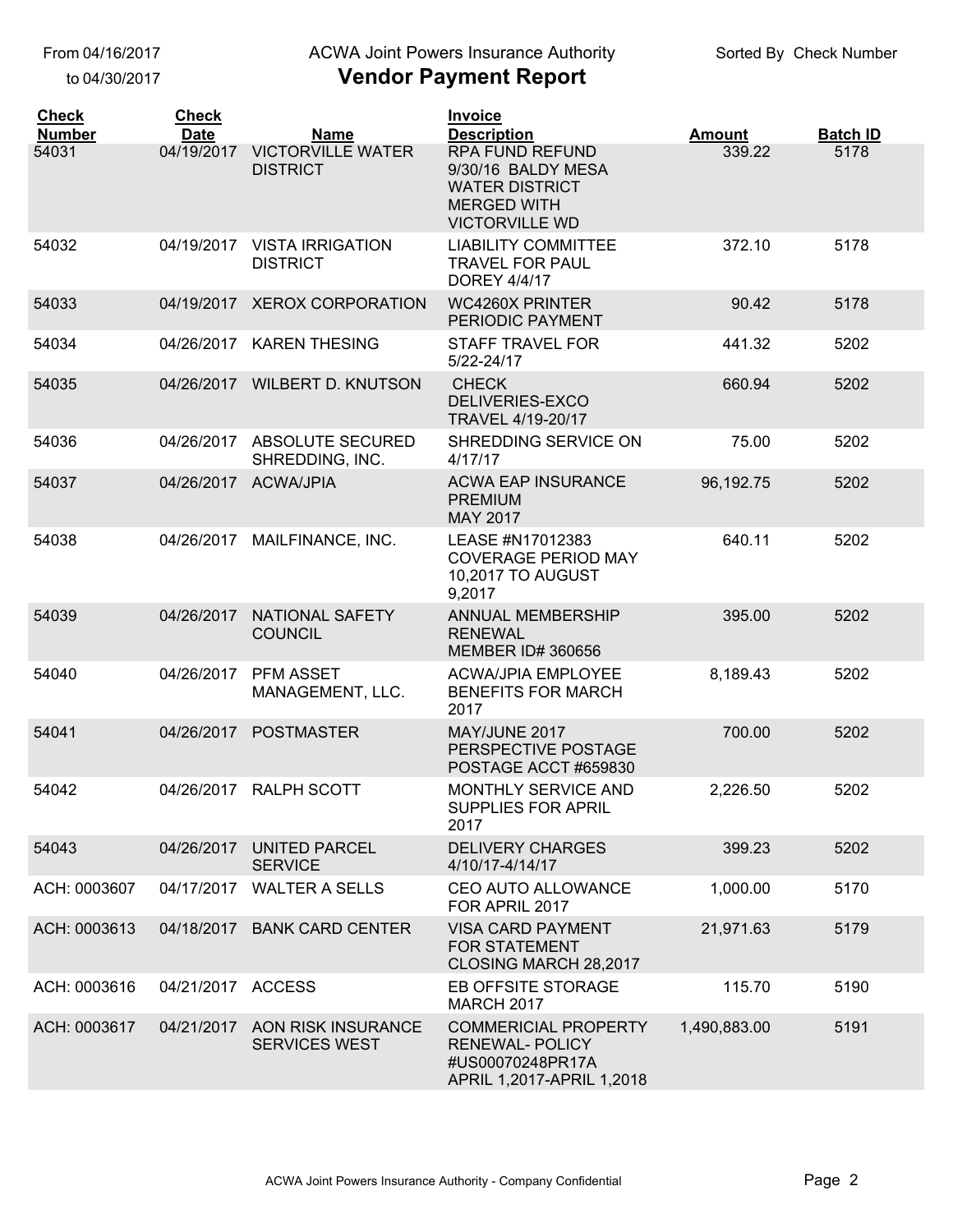From 04/16/2017
to 04/30/2017

ACWA Joint Powers Insurance Authority

# Vendor Payment Report

Sorted By Check Number

| Check Number | Check Date | Name | Invoice Description | Amount | Batch ID |
|---|---|---|---|---|---|
| 54031 | 04/19/2017 | VICTORVILLE WATER DISTRICT | RPA FUND REFUND 9/30/16 BALDY MESA WATER DISTRICT MERGED WITH VICTORVILLE WD | 339.22 | 5178 |
| 54032 | 04/19/2017 | VISTA IRRIGATION DISTRICT | LIABILITY COMMITTEE TRAVEL FOR PAUL DOREY 4/4/17 | 372.10 | 5178 |
| 54033 | 04/19/2017 | XEROX CORPORATION | WC4260X PRINTER PERIODIC PAYMENT | 90.42 | 5178 |
| 54034 | 04/26/2017 | KAREN THESING | STAFF TRAVEL FOR 5/22-24/17 | 441.32 | 5202 |
| 54035 | 04/26/2017 | WILBERT D. KNUTSON | CHECK DELIVERIES-EXCO TRAVEL 4/19-20/17 | 660.94 | 5202 |
| 54036 | 04/26/2017 | ABSOLUTE SECURED SHREDDING, INC. | SHREDDING SERVICE ON 4/17/17 | 75.00 | 5202 |
| 54037 | 04/26/2017 | ACWA/JPIA | ACWA EAP INSURANCE PREMIUM MAY 2017 | 96,192.75 | 5202 |
| 54038 | 04/26/2017 | MAILFINANCE, INC. | LEASE #N17012383 COVERAGE PERIOD MAY 10,2017 TO AUGUST 9,2017 | 640.11 | 5202 |
| 54039 | 04/26/2017 | NATIONAL SAFETY COUNCIL | ANNUAL MEMBERSHIP RENEWAL MEMBER ID# 360656 | 395.00 | 5202 |
| 54040 | 04/26/2017 | PFM ASSET MANAGEMENT, LLC. | ACWA/JPIA EMPLOYEE BENEFITS FOR MARCH 2017 | 8,189.43 | 5202 |
| 54041 | 04/26/2017 | POSTMASTER | MAY/JUNE 2017 PERSPECTIVE POSTAGE POSTAGE ACCT #659830 | 700.00 | 5202 |
| 54042 | 04/26/2017 | RALPH SCOTT | MONTHLY SERVICE AND SUPPLIES FOR APRIL 2017 | 2,226.50 | 5202 |
| 54043 | 04/26/2017 | UNITED PARCEL SERVICE | DELIVERY CHARGES 4/10/17-4/14/17 | 399.23 | 5202 |
| ACH: 0003607 | 04/17/2017 | WALTER A SELLS | CEO AUTO ALLOWANCE FOR APRIL 2017 | 1,000.00 | 5170 |
| ACH: 0003613 | 04/18/2017 | BANK CARD CENTER | VISA CARD PAYMENT FOR STATEMENT CLOSING MARCH 28,2017 | 21,971.63 | 5179 |
| ACH: 0003616 | 04/21/2017 | ACCESS | EB OFFSITE STORAGE MARCH 2017 | 115.70 | 5190 |
| ACH: 0003617 | 04/21/2017 | AON RISK INSURANCE SERVICES WEST | COMMERICIAL PROPERTY RENEWAL- POLICY #US00070248PR17A APRIL 1,2017-APRIL 1,2018 | 1,490,883.00 | 5191 |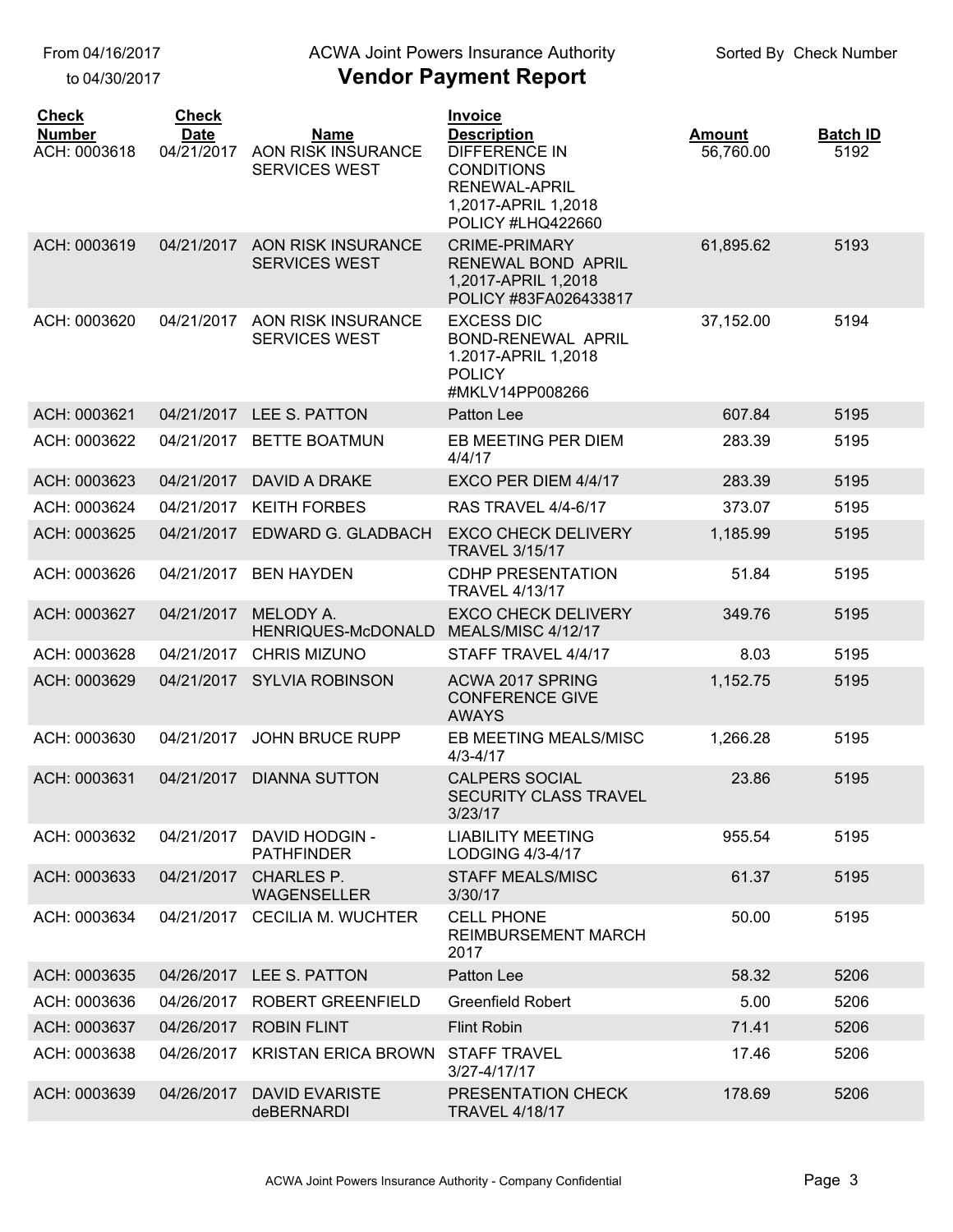From 04/16/2017
to 04/30/2017

ACWA Joint Powers Insurance Authority

# Vendor Payment Report

Sorted By Check Number

| Check Number | Check Date | Name | Invoice Description | Amount | Batch ID |
|---|---|---|---|---|---|
| ACH: 0003618 | 04/21/2017 | AON RISK INSURANCE SERVICES WEST | DIFFERENCE IN CONDITIONS RENEWAL-APRIL 1,2017-APRIL 1,2018 POLICY #LHQ422660 | 56,760.00 | 5192 |
| ACH: 0003619 | 04/21/2017 | AON RISK INSURANCE SERVICES WEST | CRIME-PRIMARY RENEWAL BOND APRIL 1,2017-APRIL 1,2018 POLICY #83FA026433817 | 61,895.62 | 5193 |
| ACH: 0003620 | 04/21/2017 | AON RISK INSURANCE SERVICES WEST | EXCESS DIC BOND-RENEWAL APRIL 1.2017-APRIL 1,2018 POLICY #MKLV14PP008266 | 37,152.00 | 5194 |
| ACH: 0003621 | 04/21/2017 | LEE S. PATTON | Patton Lee | 607.84 | 5195 |
| ACH: 0003622 | 04/21/2017 | BETTE BOATMUN | EB MEETING PER DIEM 4/4/17 | 283.39 | 5195 |
| ACH: 0003623 | 04/21/2017 | DAVID A DRAKE | EXCO PER DIEM 4/4/17 | 283.39 | 5195 |
| ACH: 0003624 | 04/21/2017 | KEITH FORBES | RAS TRAVEL 4/4-6/17 | 373.07 | 5195 |
| ACH: 0003625 | 04/21/2017 | EDWARD G. GLADBACH | EXCO CHECK DELIVERY TRAVEL 3/15/17 | 1,185.99 | 5195 |
| ACH: 0003626 | 04/21/2017 | BEN HAYDEN | CDHP PRESENTATION TRAVEL 4/13/17 | 51.84 | 5195 |
| ACH: 0003627 | 04/21/2017 | MELODY A. HENRIQUES-McDONALD | EXCO CHECK DELIVERY MEALS/MISC 4/12/17 | 349.76 | 5195 |
| ACH: 0003628 | 04/21/2017 | CHRIS MIZUNO | STAFF TRAVEL 4/4/17 | 8.03 | 5195 |
| ACH: 0003629 | 04/21/2017 | SYLVIA ROBINSON | ACWA 2017 SPRING CONFERENCE GIVE AWAYS | 1,152.75 | 5195 |
| ACH: 0003630 | 04/21/2017 | JOHN BRUCE RUPP | EB MEETING MEALS/MISC 4/3-4/17 | 1,266.28 | 5195 |
| ACH: 0003631 | 04/21/2017 | DIANNA SUTTON | CALPERS SOCIAL SECURITY CLASS TRAVEL 3/23/17 | 23.86 | 5195 |
| ACH: 0003632 | 04/21/2017 | DAVID HODGIN - PATHFINDER | LIABILITY MEETING LODGING 4/3-4/17 | 955.54 | 5195 |
| ACH: 0003633 | 04/21/2017 | CHARLES P. WAGENSELLER | STAFF MEALS/MISC 3/30/17 | 61.37 | 5195 |
| ACH: 0003634 | 04/21/2017 | CECILIA M. WUCHTER | CELL PHONE REIMBURSEMENT MARCH 2017 | 50.00 | 5195 |
| ACH: 0003635 | 04/26/2017 | LEE S. PATTON | Patton Lee | 58.32 | 5206 |
| ACH: 0003636 | 04/26/2017 | ROBERT GREENFIELD | Greenfield Robert | 5.00 | 5206 |
| ACH: 0003637 | 04/26/2017 | ROBIN FLINT | Flint Robin | 71.41 | 5206 |
| ACH: 0003638 | 04/26/2017 | KRISTAN ERICA BROWN | STAFF TRAVEL 3/27-4/17/17 | 17.46 | 5206 |
| ACH: 0003639 | 04/26/2017 | DAVID EVARISTE deBERNARDI | PRESENTATION CHECK TRAVEL 4/18/17 | 178.69 | 5206 |

ACWA Joint Powers Insurance Authority - Company Confidential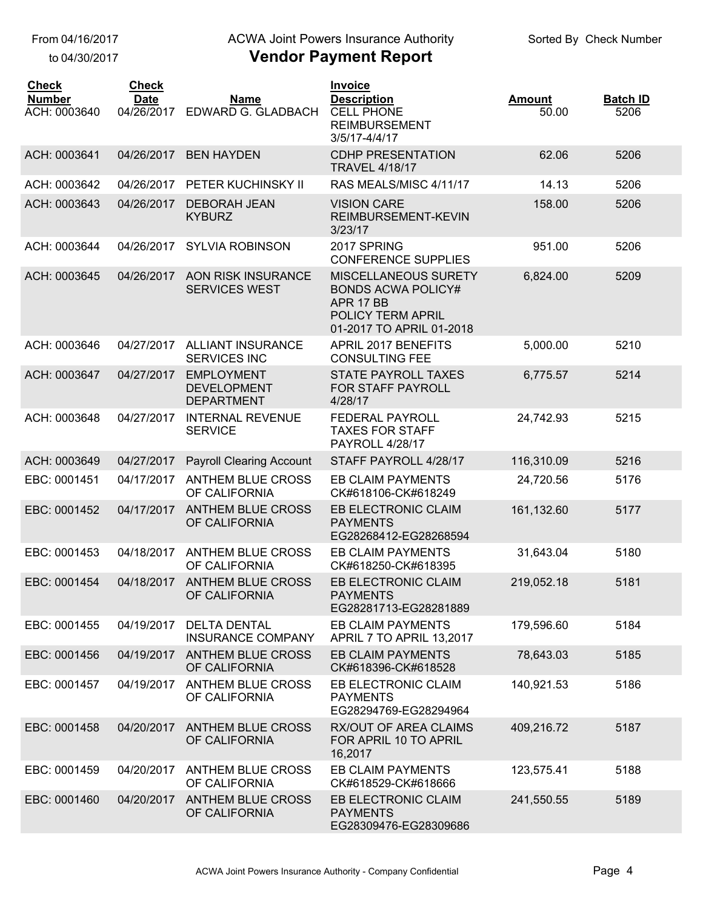From 04/16/2017 to 04/30/2017

ACWA Joint Powers Insurance Authority

# Vendor Payment Report

Sorted By Check Number

| Check Number | Check Date | Name | Invoice Description | Amount | Batch ID |
|---|---|---|---|---|---|
| ACH: 0003640 | 04/26/2017 | EDWARD G. GLADBACH | CELL PHONE REIMBURSEMENT 3/5/17-4/4/17 | 50.00 | 5206 |
| ACH: 0003641 | 04/26/2017 | BEN HAYDEN | CDHP PRESENTATION TRAVEL 4/18/17 | 62.06 | 5206 |
| ACH: 0003642 | 04/26/2017 | PETER KUCHINSKY II | RAS MEALS/MISC 4/11/17 | 14.13 | 5206 |
| ACH: 0003643 | 04/26/2017 | DEBORAH JEAN KYBURZ | VISION CARE REIMBURSEMENT-KEVIN 3/23/17 | 158.00 | 5206 |
| ACH: 0003644 | 04/26/2017 | SYLVIA ROBINSON | 2017 SPRING CONFERENCE SUPPLIES | 951.00 | 5206 |
| ACH: 0003645 | 04/26/2017 | AON RISK INSURANCE SERVICES WEST | MISCELLANEOUS SURETY BONDS ACWA POLICY# APR 17 BB POLICY TERM APRIL 01-2017 TO APRIL 01-2018 | 6,824.00 | 5209 |
| ACH: 0003646 | 04/27/2017 | ALLIANT INSURANCE SERVICES INC | APRIL 2017 BENEFITS CONSULTING FEE | 5,000.00 | 5210 |
| ACH: 0003647 | 04/27/2017 | EMPLOYMENT DEVELOPMENT DEPARTMENT | STATE PAYROLL TAXES FOR STAFF PAYROLL 4/28/17 | 6,775.57 | 5214 |
| ACH: 0003648 | 04/27/2017 | INTERNAL REVENUE SERVICE | FEDERAL PAYROLL TAXES FOR STAFF PAYROLL 4/28/17 | 24,742.93 | 5215 |
| ACH: 0003649 | 04/27/2017 | Payroll Clearing Account | STAFF PAYROLL 4/28/17 | 116,310.09 | 5216 |
| EBC: 0001451 | 04/17/2017 | ANTHEM BLUE CROSS OF CALIFORNIA | EB CLAIM PAYMENTS CK#618106-CK#618249 | 24,720.56 | 5176 |
| EBC: 0001452 | 04/17/2017 | ANTHEM BLUE CROSS OF CALIFORNIA | EB ELECTRONIC CLAIM PAYMENTS EG28268412-EG28268594 | 161,132.60 | 5177 |
| EBC: 0001453 | 04/18/2017 | ANTHEM BLUE CROSS OF CALIFORNIA | EB CLAIM PAYMENTS CK#618250-CK#618395 | 31,643.04 | 5180 |
| EBC: 0001454 | 04/18/2017 | ANTHEM BLUE CROSS OF CALIFORNIA | EB ELECTRONIC CLAIM PAYMENTS EG28281713-EG28281889 | 219,052.18 | 5181 |
| EBC: 0001455 | 04/19/2017 | DELTA DENTAL INSURANCE COMPANY | EB CLAIM PAYMENTS APRIL 7 TO APRIL 13,2017 | 179,596.60 | 5184 |
| EBC: 0001456 | 04/19/2017 | ANTHEM BLUE CROSS OF CALIFORNIA | EB CLAIM PAYMENTS CK#618396-CK#618528 | 78,643.03 | 5185 |
| EBC: 0001457 | 04/19/2017 | ANTHEM BLUE CROSS OF CALIFORNIA | EB ELECTRONIC CLAIM PAYMENTS EG28294769-EG28294964 | 140,921.53 | 5186 |
| EBC: 0001458 | 04/20/2017 | ANTHEM BLUE CROSS OF CALIFORNIA | RX/OUT OF AREA CLAIMS FOR APRIL 10 TO APRIL 16,2017 | 409,216.72 | 5187 |
| EBC: 0001459 | 04/20/2017 | ANTHEM BLUE CROSS OF CALIFORNIA | EB CLAIM PAYMENTS CK#618529-CK#618666 | 123,575.41 | 5188 |
| EBC: 0001460 | 04/20/2017 | ANTHEM BLUE CROSS OF CALIFORNIA | EB ELECTRONIC CLAIM PAYMENTS EG28309476-EG28309686 | 241,550.55 | 5189 |

ACWA Joint Powers Insurance Authority - Company Confidential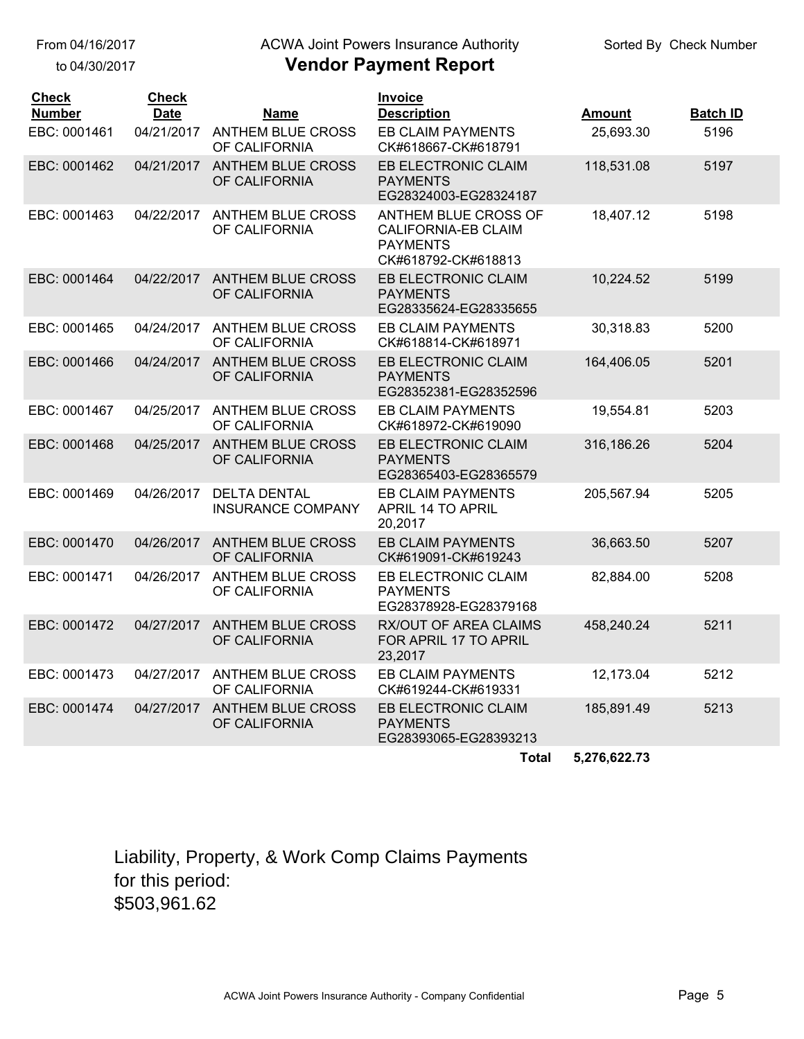From 04/16/2017
to 04/30/2017

ACWA Joint Powers Insurance Authority

# Vendor Payment Report

Sorted By Check Number

| Check Number | Check Date | Name | Invoice Description | Amount | Batch ID |
|---|---|---|---|---|---|
| EBC: 0001461 | 04/21/2017 | ANTHEM BLUE CROSS OF CALIFORNIA | EB CLAIM PAYMENTS CK#618667-CK#618791 | 25,693.30 | 5196 |
| EBC: 0001462 | 04/21/2017 | ANTHEM BLUE CROSS OF CALIFORNIA | EB ELECTRONIC CLAIM PAYMENTS EG28324003-EG28324187 | 118,531.08 | 5197 |
| EBC: 0001463 | 04/22/2017 | ANTHEM BLUE CROSS OF CALIFORNIA | ANTHEM BLUE CROSS OF CALIFORNIA-EB CLAIM PAYMENTS CK#618792-CK#618813 | 18,407.12 | 5198 |
| EBC: 0001464 | 04/22/2017 | ANTHEM BLUE CROSS OF CALIFORNIA | EB ELECTRONIC CLAIM PAYMENTS EG28335624-EG28335655 | 10,224.52 | 5199 |
| EBC: 0001465 | 04/24/2017 | ANTHEM BLUE CROSS OF CALIFORNIA | EB CLAIM PAYMENTS CK#618814-CK#618971 | 30,318.83 | 5200 |
| EBC: 0001466 | 04/24/2017 | ANTHEM BLUE CROSS OF CALIFORNIA | EB ELECTRONIC CLAIM PAYMENTS EG28352381-EG28352596 | 164,406.05 | 5201 |
| EBC: 0001467 | 04/25/2017 | ANTHEM BLUE CROSS OF CALIFORNIA | EB CLAIM PAYMENTS CK#618972-CK#619090 | 19,554.81 | 5203 |
| EBC: 0001468 | 04/25/2017 | ANTHEM BLUE CROSS OF CALIFORNIA | EB ELECTRONIC CLAIM PAYMENTS EG28365403-EG28365579 | 316,186.26 | 5204 |
| EBC: 0001469 | 04/26/2017 | DELTA DENTAL INSURANCE COMPANY | EB CLAIM PAYMENTS APRIL 14 TO APRIL 20,2017 | 205,567.94 | 5205 |
| EBC: 0001470 | 04/26/2017 | ANTHEM BLUE CROSS OF CALIFORNIA | EB CLAIM PAYMENTS CK#619091-CK#619243 | 36,663.50 | 5207 |
| EBC: 0001471 | 04/26/2017 | ANTHEM BLUE CROSS OF CALIFORNIA | EB ELECTRONIC CLAIM PAYMENTS EG28378928-EG28379168 | 82,884.00 | 5208 |
| EBC: 0001472 | 04/27/2017 | ANTHEM BLUE CROSS OF CALIFORNIA | RX/OUT OF AREA CLAIMS FOR APRIL 17 TO APRIL 23,2017 | 458,240.24 | 5211 |
| EBC: 0001473 | 04/27/2017 | ANTHEM BLUE CROSS OF CALIFORNIA | EB CLAIM PAYMENTS CK#619244-CK#619331 | 12,173.04 | 5212 |
| EBC: 0001474 | 04/27/2017 | ANTHEM BLUE CROSS OF CALIFORNIA | EB ELECTRONIC CLAIM PAYMENTS EG28393065-EG28393213 | 185,891.49 | 5213 |
| | | | **Total** | **5,276,622.73** | |

Liability, Property, & Work Comp Claims Payments for this period:
$503,961.62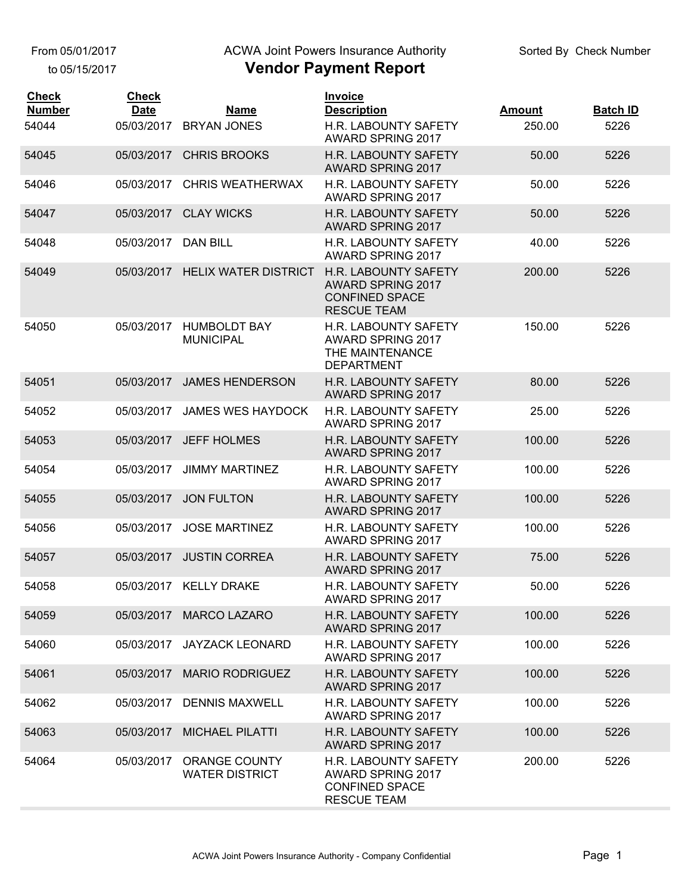From 05/01/2017
to 05/15/2017

ACWA Joint Powers Insurance Authority

# Vendor Payment Report

Sorted By Check Number

| Check Number | Check Date | Name | Invoice Description | Amount | Batch ID |
|---|---|---|---|---|---|
| 54044 | 05/03/2017 | BRYAN JONES | H.R. LABOUNTY SAFETY AWARD SPRING 2017 | 250.00 | 5226 |
| 54045 | 05/03/2017 | CHRIS BROOKS | H.R. LABOUNTY SAFETY AWARD SPRING 2017 | 50.00 | 5226 |
| 54046 | 05/03/2017 | CHRIS WEATHERWAX | H.R. LABOUNTY SAFETY AWARD SPRING 2017 | 50.00 | 5226 |
| 54047 | 05/03/2017 | CLAY WICKS | H.R. LABOUNTY SAFETY AWARD SPRING 2017 | 50.00 | 5226 |
| 54048 | 05/03/2017 | DAN BILL | H.R. LABOUNTY SAFETY AWARD SPRING 2017 | 40.00 | 5226 |
| 54049 | 05/03/2017 | HELIX WATER DISTRICT | H.R. LABOUNTY SAFETY AWARD SPRING 2017 CONFINED SPACE RESCUE TEAM | 200.00 | 5226 |
| 54050 | 05/03/2017 | HUMBOLDT BAY MUNICIPAL | H.R. LABOUNTY SAFETY AWARD SPRING 2017 THE MAINTENANCE DEPARTMENT | 150.00 | 5226 |
| 54051 | 05/03/2017 | JAMES HENDERSON | H.R. LABOUNTY SAFETY AWARD SPRING 2017 | 80.00 | 5226 |
| 54052 | 05/03/2017 | JAMES WES HAYDOCK | H.R. LABOUNTY SAFETY AWARD SPRING 2017 | 25.00 | 5226 |
| 54053 | 05/03/2017 | JEFF HOLMES | H.R. LABOUNTY SAFETY AWARD SPRING 2017 | 100.00 | 5226 |
| 54054 | 05/03/2017 | JIMMY MARTINEZ | H.R. LABOUNTY SAFETY AWARD SPRING 2017 | 100.00 | 5226 |
| 54055 | 05/03/2017 | JON FULTON | H.R. LABOUNTY SAFETY AWARD SPRING 2017 | 100.00 | 5226 |
| 54056 | 05/03/2017 | JOSE MARTINEZ | H.R. LABOUNTY SAFETY AWARD SPRING 2017 | 100.00 | 5226 |
| 54057 | 05/03/2017 | JUSTIN CORREA | H.R. LABOUNTY SAFETY AWARD SPRING 2017 | 75.00 | 5226 |
| 54058 | 05/03/2017 | KELLY DRAKE | H.R. LABOUNTY SAFETY AWARD SPRING 2017 | 50.00 | 5226 |
| 54059 | 05/03/2017 | MARCO LAZARO | H.R. LABOUNTY SAFETY AWARD SPRING 2017 | 100.00 | 5226 |
| 54060 | 05/03/2017 | JAYZACK LEONARD | H.R. LABOUNTY SAFETY AWARD SPRING 2017 | 100.00 | 5226 |
| 54061 | 05/03/2017 | MARIO RODRIGUEZ | H.R. LABOUNTY SAFETY AWARD SPRING 2017 | 100.00 | 5226 |
| 54062 | 05/03/2017 | DENNIS MAXWELL | H.R. LABOUNTY SAFETY AWARD SPRING 2017 | 100.00 | 5226 |
| 54063 | 05/03/2017 | MICHAEL PILATTI | H.R. LABOUNTY SAFETY AWARD SPRING 2017 | 100.00 | 5226 |
| 54064 | 05/03/2017 | ORANGE COUNTY WATER DISTRICT | H.R. LABOUNTY SAFETY AWARD SPRING 2017 CONFINED SPACE RESCUE TEAM | 200.00 | 5226 |

ACWA Joint Powers Insurance Authority - Company Confidential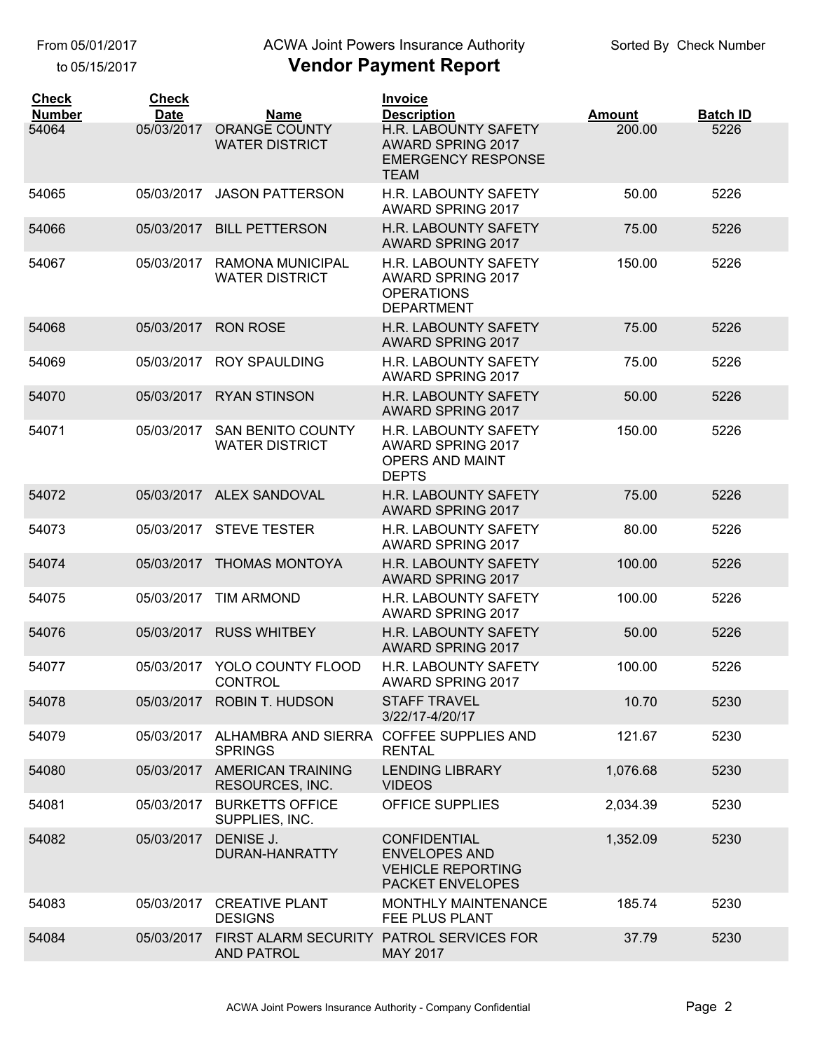From 05/01/2017 to 05/15/2017

ACWA Joint Powers Insurance Authority

# Vendor Payment Report

Sorted By Check Number

| Check Number | Check Date | Name | Invoice Description | Amount | Batch ID |
|---|---|---|---|---|---|
| 54064 | 05/03/2017 | ORANGE COUNTY WATER DISTRICT | H.R. LABOUNTY SAFETY AWARD SPRING 2017 EMERGENCY RESPONSE TEAM | 200.00 | 5226 |
| 54065 | 05/03/2017 | JASON PATTERSON | H.R. LABOUNTY SAFETY AWARD SPRING 2017 | 50.00 | 5226 |
| 54066 | 05/03/2017 | BILL PETTERSON | H.R. LABOUNTY SAFETY AWARD SPRING 2017 | 75.00 | 5226 |
| 54067 | 05/03/2017 | RAMONA MUNICIPAL WATER DISTRICT | H.R. LABOUNTY SAFETY AWARD SPRING 2017 OPERATIONS DEPARTMENT | 150.00 | 5226 |
| 54068 | 05/03/2017 | RON ROSE | H.R. LABOUNTY SAFETY AWARD SPRING 2017 | 75.00 | 5226 |
| 54069 | 05/03/2017 | ROY SPAULDING | H.R. LABOUNTY SAFETY AWARD SPRING 2017 | 75.00 | 5226 |
| 54070 | 05/03/2017 | RYAN STINSON | H.R. LABOUNTY SAFETY AWARD SPRING 2017 | 50.00 | 5226 |
| 54071 | 05/03/2017 | SAN BENITO COUNTY WATER DISTRICT | H.R. LABOUNTY SAFETY AWARD SPRING 2017 OPERS AND MAINT DEPTS | 150.00 | 5226 |
| 54072 | 05/03/2017 | ALEX SANDOVAL | H.R. LABOUNTY SAFETY AWARD SPRING 2017 | 75.00 | 5226 |
| 54073 | 05/03/2017 | STEVE TESTER | H.R. LABOUNTY SAFETY AWARD SPRING 2017 | 80.00 | 5226 |
| 54074 | 05/03/2017 | THOMAS MONTOYA | H.R. LABOUNTY SAFETY AWARD SPRING 2017 | 100.00 | 5226 |
| 54075 | 05/03/2017 | TIM ARMOND | H.R. LABOUNTY SAFETY AWARD SPRING 2017 | 100.00 | 5226 |
| 54076 | 05/03/2017 | RUSS WHITBEY | H.R. LABOUNTY SAFETY AWARD SPRING 2017 | 50.00 | 5226 |
| 54077 | 05/03/2017 | YOLO COUNTY FLOOD CONTROL | H.R. LABOUNTY SAFETY AWARD SPRING 2017 | 100.00 | 5226 |
| 54078 | 05/03/2017 | ROBIN T. HUDSON | STAFF TRAVEL 3/22/17-4/20/17 | 10.70 | 5230 |
| 54079 | 05/03/2017 | ALHAMBRA AND SIERRA SPRINGS | COFFEE SUPPLIES AND RENTAL | 121.67 | 5230 |
| 54080 | 05/03/2017 | AMERICAN TRAINING RESOURCES, INC. | LENDING LIBRARY VIDEOS | 1,076.68 | 5230 |
| 54081 | 05/03/2017 | BURKETTS OFFICE SUPPLIES, INC. | OFFICE SUPPLIES | 2,034.39 | 5230 |
| 54082 | 05/03/2017 | DENISE J. DURAN-HANRATTY | CONFIDENTIAL ENVELOPES AND VEHICLE REPORTING PACKET ENVELOPES | 1,352.09 | 5230 |
| 54083 | 05/03/2017 | CREATIVE PLANT DESIGNS | MONTHLY MAINTENANCE FEE PLUS PLANT | 185.74 | 5230 |
| 54084 | 05/03/2017 | FIRST ALARM SECURITY AND PATROL | PATROL SERVICES FOR MAY 2017 | 37.79 | 5230 |

ACWA Joint Powers Insurance Authority - Company Confidential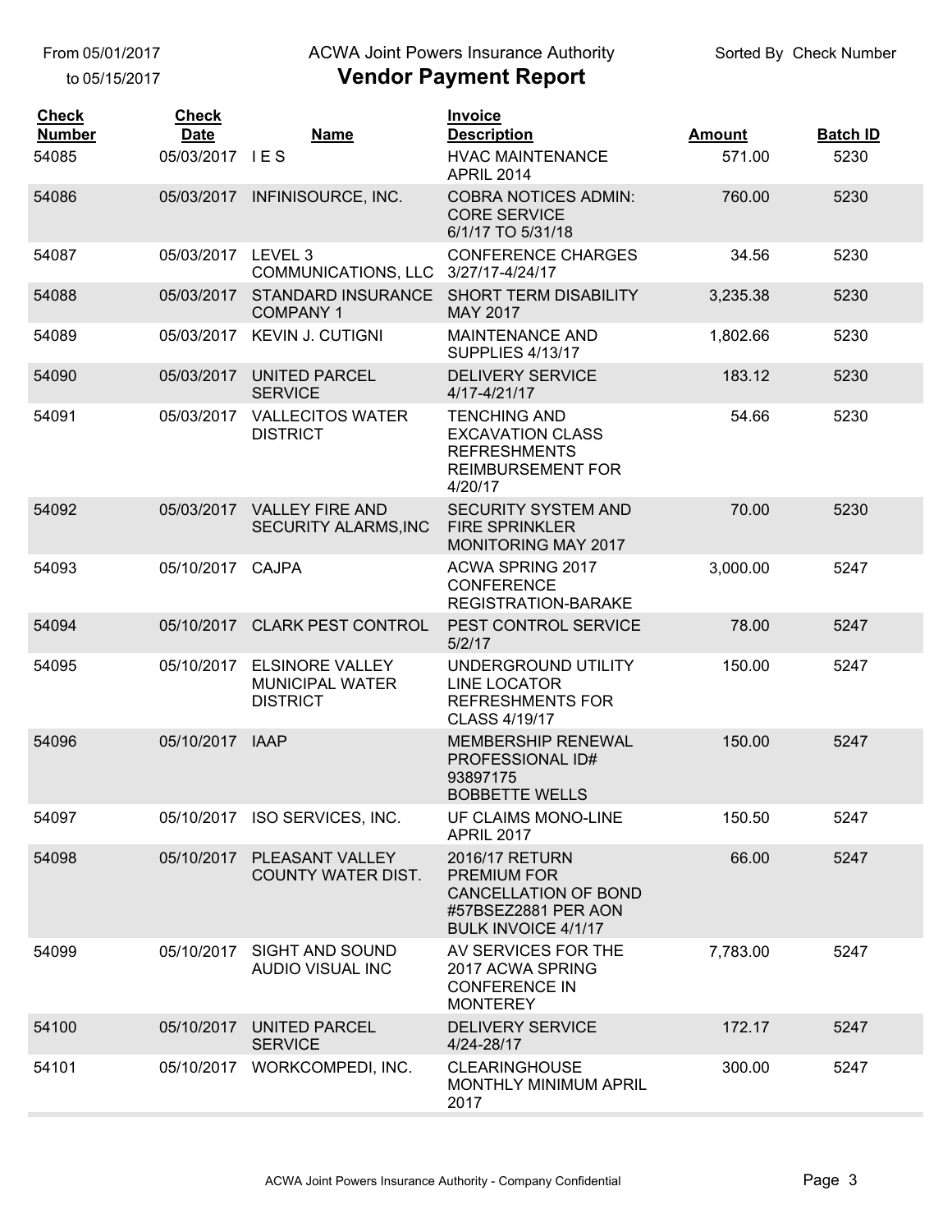From 05/01/2017
to 05/15/2017

ACWA Joint Powers Insurance Authority

# Vendor Payment Report

Sorted By Check Number

| Check Number | Check Date | Name | Invoice Description | Amount | Batch ID |
|---|---|---|---|---|---|
| 54085 | 05/03/2017 | I E S | HVAC MAINTENANCE APRIL 2014 | 571.00 | 5230 |
| 54086 | 05/03/2017 | INFINISOURCE, INC. | COBRA NOTICES ADMIN: CORE SERVICE 6/1/17 TO 5/31/18 | 760.00 | 5230 |
| 54087 | 05/03/2017 | LEVEL 3 COMMUNICATIONS, LLC | CONFERENCE CHARGES 3/27/17-4/24/17 | 34.56 | 5230 |
| 54088 | 05/03/2017 | STANDARD INSURANCE COMPANY 1 | SHORT TERM DISABILITY MAY 2017 | 3,235.38 | 5230 |
| 54089 | 05/03/2017 | KEVIN J. CUTIGNI | MAINTENANCE AND SUPPLIES 4/13/17 | 1,802.66 | 5230 |
| 54090 | 05/03/2017 | UNITED PARCEL SERVICE | DELIVERY SERVICE 4/17-4/21/17 | 183.12 | 5230 |
| 54091 | 05/03/2017 | VALLECITOS WATER DISTRICT | TENCHING AND EXCAVATION CLASS REFRESHMENTS REIMBURSEMENT FOR 4/20/17 | 54.66 | 5230 |
| 54092 | 05/03/2017 | VALLEY FIRE AND SECURITY ALARMS,INC | SECURITY SYSTEM AND FIRE SPRINKLER MONITORING MAY 2017 | 70.00 | 5230 |
| 54093 | 05/10/2017 | CAJPA | ACWA SPRING 2017 CONFERENCE REGISTRATION-BARAKE | 3,000.00 | 5247 |
| 54094 | 05/10/2017 | CLARK PEST CONTROL | PEST CONTROL SERVICE 5/2/17 | 78.00 | 5247 |
| 54095 | 05/10/2017 | ELSINORE VALLEY MUNICIPAL WATER DISTRICT | UNDERGROUND UTILITY LINE LOCATOR REFRESHMENTS FOR CLASS 4/19/17 | 150.00 | 5247 |
| 54096 | 05/10/2017 | IAAP | MEMBERSHIP RENEWAL PROFESSIONAL ID# 93897175 BOBBETTE WELLS | 150.00 | 5247 |
| 54097 | 05/10/2017 | ISO SERVICES, INC. | UF CLAIMS MONO-LINE APRIL 2017 | 150.50 | 5247 |
| 54098 | 05/10/2017 | PLEASANT VALLEY COUNTY WATER DIST. | 2016/17 RETURN PREMIUM FOR CANCELLATION OF BOND #57BSEZ2881 PER AON BULK INVOICE 4/1/17 | 66.00 | 5247 |
| 54099 | 05/10/2017 | SIGHT AND SOUND AUDIO VISUAL INC | AV SERVICES FOR THE 2017 ACWA SPRING CONFERENCE IN MONTEREY | 7,783.00 | 5247 |
| 54100 | 05/10/2017 | UNITED PARCEL SERVICE | DELIVERY SERVICE 4/24-28/17 | 172.17 | 5247 |
| 54101 | 05/10/2017 | WORKCOMPEDI, INC. | CLEARINGHOUSE MONTHLY MINIMUM APRIL 2017 | 300.00 | 5247 |

ACWA Joint Powers Insurance Authority - Company Confidential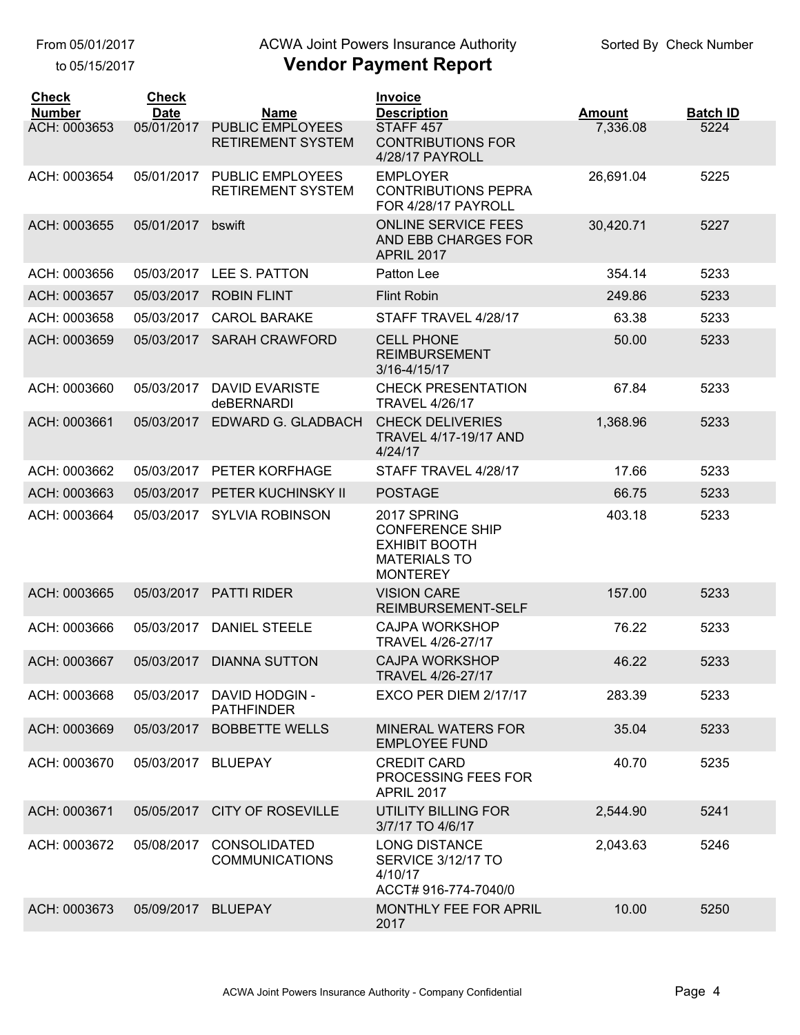From 05/01/2017
to 05/15/2017

ACWA Joint Powers Insurance Authority

# Vendor Payment Report

Sorted By Check Number

| Check Number | Check Date | Name | Invoice Description | Amount | Batch ID |
|---|---|---|---|---|---|
| ACH: 0003653 | 05/01/2017 | PUBLIC EMPLOYEES RETIREMENT SYSTEM | STAFF 457 CONTRIBUTIONS FOR 4/28/17 PAYROLL | 7,336.08 | 5224 |
| ACH: 0003654 | 05/01/2017 | PUBLIC EMPLOYEES RETIREMENT SYSTEM | EMPLOYER CONTRIBUTIONS PEPRA FOR 4/28/17 PAYROLL | 26,691.04 | 5225 |
| ACH: 0003655 | 05/01/2017 | bswift | ONLINE SERVICE FEES AND EBB CHARGES FOR APRIL 2017 | 30,420.71 | 5227 |
| ACH: 0003656 | 05/03/2017 | LEE S. PATTON | Patton Lee | 354.14 | 5233 |
| ACH: 0003657 | 05/03/2017 | ROBIN FLINT | Flint Robin | 249.86 | 5233 |
| ACH: 0003658 | 05/03/2017 | CAROL BARAKE | STAFF TRAVEL 4/28/17 | 63.38 | 5233 |
| ACH: 0003659 | 05/03/2017 | SARAH CRAWFORD | CELL PHONE REIMBURSEMENT 3/16-4/15/17 | 50.00 | 5233 |
| ACH: 0003660 | 05/03/2017 | DAVID EVARISTE deBERNARDI | CHECK PRESENTATION TRAVEL 4/26/17 | 67.84 | 5233 |
| ACH: 0003661 | 05/03/2017 | EDWARD G. GLADBACH | CHECK DELIVERIES TRAVEL 4/17-19/17 AND 4/24/17 | 1,368.96 | 5233 |
| ACH: 0003662 | 05/03/2017 | PETER KORFHAGE | STAFF TRAVEL 4/28/17 | 17.66 | 5233 |
| ACH: 0003663 | 05/03/2017 | PETER KUCHINSKY II | POSTAGE | 66.75 | 5233 |
| ACH: 0003664 | 05/03/2017 | SYLVIA ROBINSON | 2017 SPRING CONFERENCE SHIP EXHIBIT BOOTH MATERIALS TO MONTEREY | 403.18 | 5233 |
| ACH: 0003665 | 05/03/2017 | PATTI RIDER | VISION CARE REIMBURSEMENT-SELF | 157.00 | 5233 |
| ACH: 0003666 | 05/03/2017 | DANIEL STEELE | CAJPA WORKSHOP TRAVEL 4/26-27/17 | 76.22 | 5233 |
| ACH: 0003667 | 05/03/2017 | DIANNA SUTTON | CAJPA WORKSHOP TRAVEL 4/26-27/17 | 46.22 | 5233 |
| ACH: 0003668 | 05/03/2017 | DAVID HODGIN - PATHFINDER | EXCO PER DIEM 2/17/17 | 283.39 | 5233 |
| ACH: 0003669 | 05/03/2017 | BOBBETTE WELLS | MINERAL WATERS FOR EMPLOYEE FUND | 35.04 | 5233 |
| ACH: 0003670 | 05/03/2017 | BLUEPAY | CREDIT CARD PROCESSING FEES FOR APRIL 2017 | 40.70 | 5235 |
| ACH: 0003671 | 05/05/2017 | CITY OF ROSEVILLE | UTILITY BILLING FOR 3/7/17 TO 4/6/17 | 2,544.90 | 5241 |
| ACH: 0003672 | 05/08/2017 | CONSOLIDATED COMMUNICATIONS | LONG DISTANCE SERVICE 3/12/17 TO 4/10/17 ACCT# 916-774-7040/0 | 2,043.63 | 5246 |
| ACH: 0003673 | 05/09/2017 | BLUEPAY | MONTHLY FEE FOR APRIL 2017 | 10.00 | 5250 |

ACWA Joint Powers Insurance Authority - Company Confidential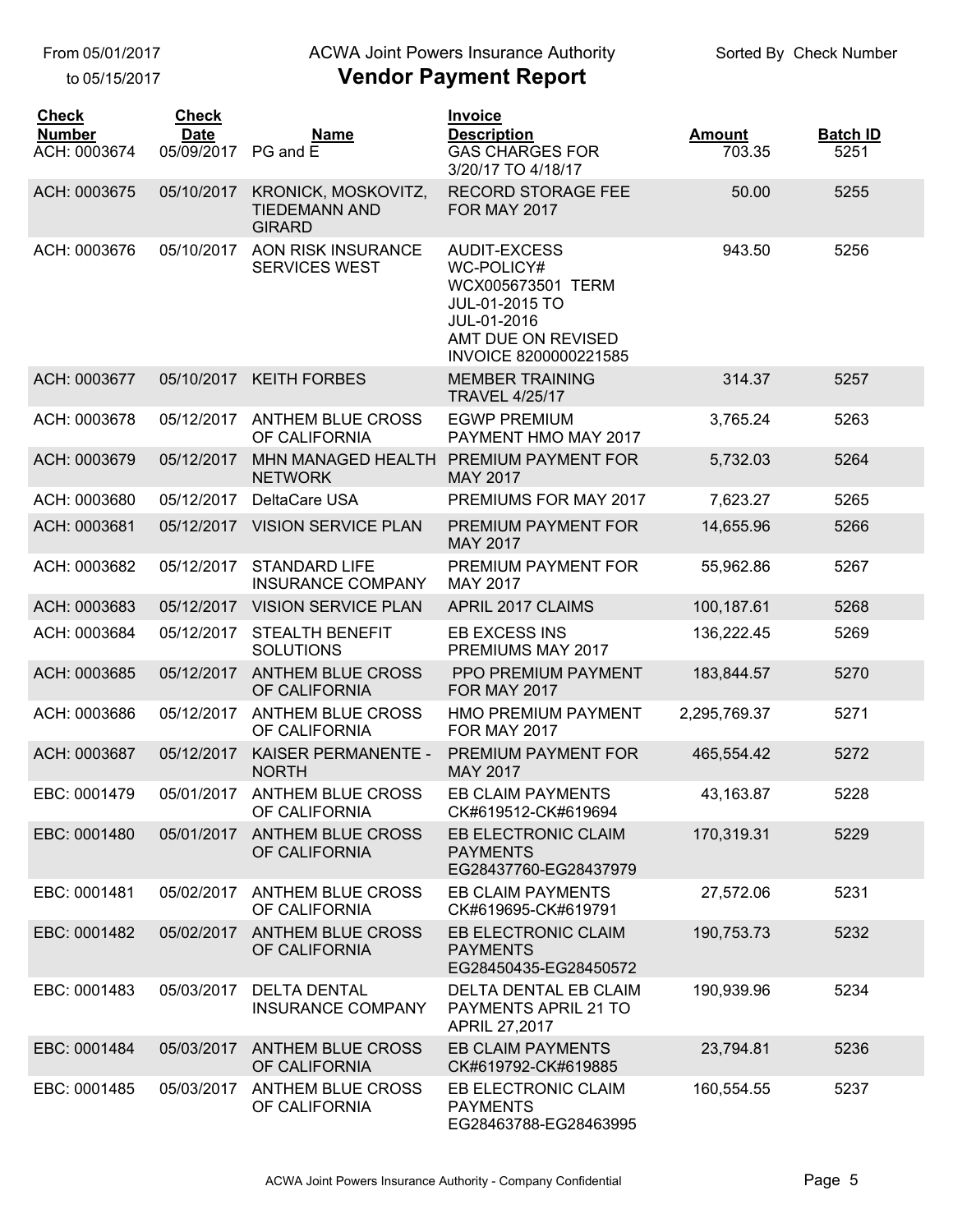From 05/01/2017 to 05/15/2017

# ACWA Joint Powers Insurance Authority
## Vendor Payment Report

Sorted By Check Number

| Check Number | Check Date | Name | Invoice Description | Amount | Batch ID |
|---|---|---|---|---|---|
| ACH: 0003674 | 05/09/2017 | PG and E | GAS CHARGES FOR 3/20/17 TO 4/18/17 | 703.35 | 5251 |
| ACH: 0003675 | 05/10/2017 | KRONICK, MOSKOVITZ, TIEDEMANN AND GIRARD | RECORD STORAGE FEE FOR MAY 2017 | 50.00 | 5255 |
| ACH: 0003676 | 05/10/2017 | AON RISK INSURANCE SERVICES WEST | AUDIT-EXCESS WC-POLICY# WCX005673501 TERM JUL-01-2015 TO JUL-01-2016 AMT DUE ON REVISED INVOICE 8200000221585 | 943.50 | 5256 |
| ACH: 0003677 | 05/10/2017 | KEITH FORBES | MEMBER TRAINING TRAVEL 4/25/17 | 314.37 | 5257 |
| ACH: 0003678 | 05/12/2017 | ANTHEM BLUE CROSS OF CALIFORNIA | EGWP PREMIUM PAYMENT HMO MAY 2017 | 3,765.24 | 5263 |
| ACH: 0003679 | 05/12/2017 | MHN MANAGED HEALTH NETWORK | PREMIUM PAYMENT FOR MAY 2017 | 5,732.03 | 5264 |
| ACH: 0003680 | 05/12/2017 | DeltaCare USA | PREMIUMS FOR MAY 2017 | 7,623.27 | 5265 |
| ACH: 0003681 | 05/12/2017 | VISION SERVICE PLAN | PREMIUM PAYMENT FOR MAY 2017 | 14,655.96 | 5266 |
| ACH: 0003682 | 05/12/2017 | STANDARD LIFE INSURANCE COMPANY | PREMIUM PAYMENT FOR MAY 2017 | 55,962.86 | 5267 |
| ACH: 0003683 | 05/12/2017 | VISION SERVICE PLAN | APRIL 2017 CLAIMS | 100,187.61 | 5268 |
| ACH: 0003684 | 05/12/2017 | STEALTH BENEFIT SOLUTIONS | EB EXCESS INS PREMIUMS MAY 2017 | 136,222.45 | 5269 |
| ACH: 0003685 | 05/12/2017 | ANTHEM BLUE CROSS OF CALIFORNIA | PPO PREMIUM PAYMENT FOR MAY 2017 | 183,844.57 | 5270 |
| ACH: 0003686 | 05/12/2017 | ANTHEM BLUE CROSS OF CALIFORNIA | HMO PREMIUM PAYMENT FOR MAY 2017 | 2,295,769.37 | 5271 |
| ACH: 0003687 | 05/12/2017 | KAISER PERMANENTE - NORTH | PREMIUM PAYMENT FOR MAY 2017 | 465,554.42 | 5272 |
| EBC: 0001479 | 05/01/2017 | ANTHEM BLUE CROSS OF CALIFORNIA | EB CLAIM PAYMENTS CK#619512-CK#619694 | 43,163.87 | 5228 |
| EBC: 0001480 | 05/01/2017 | ANTHEM BLUE CROSS OF CALIFORNIA | EB ELECTRONIC CLAIM PAYMENTS EG28437760-EG28437979 | 170,319.31 | 5229 |
| EBC: 0001481 | 05/02/2017 | ANTHEM BLUE CROSS OF CALIFORNIA | EB CLAIM PAYMENTS CK#619695-CK#619791 | 27,572.06 | 5231 |
| EBC: 0001482 | 05/02/2017 | ANTHEM BLUE CROSS OF CALIFORNIA | EB ELECTRONIC CLAIM PAYMENTS EG28450435-EG28450572 | 190,753.73 | 5232 |
| EBC: 0001483 | 05/03/2017 | DELTA DENTAL INSURANCE COMPANY | DELTA DENTAL EB CLAIM PAYMENTS APRIL 21 TO APRIL 27,2017 | 190,939.96 | 5234 |
| EBC: 0001484 | 05/03/2017 | ANTHEM BLUE CROSS OF CALIFORNIA | EB CLAIM PAYMENTS CK#619792-CK#619885 | 23,794.81 | 5236 |
| EBC: 0001485 | 05/03/2017 | ANTHEM BLUE CROSS OF CALIFORNIA | EB ELECTRONIC CLAIM PAYMENTS EG28463788-EG28463995 | 160,554.55 | 5237 |

ACWA Joint Powers Insurance Authority - Company Confidential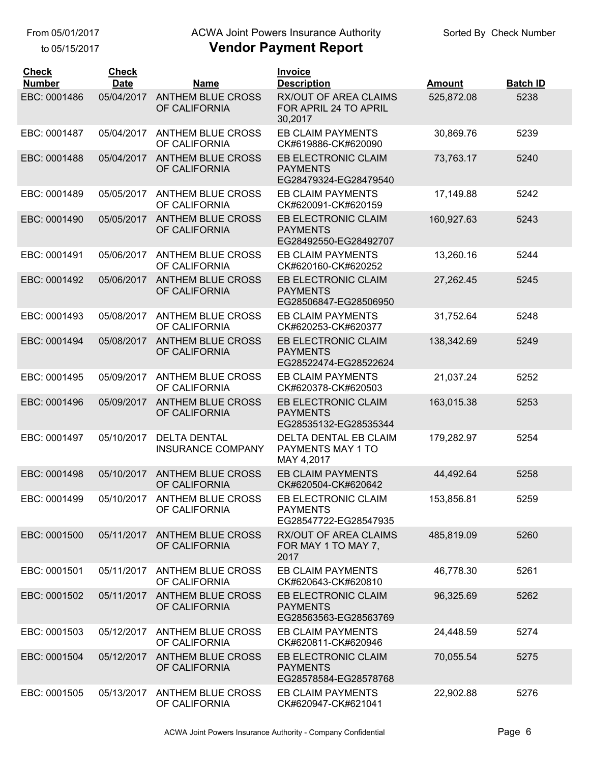From 05/01/2017 to 05/15/2017

ACWA Joint Powers Insurance Authority

# Vendor Payment Report

Sorted By Check Number

| Check Number | Check Date | Name | Invoice Description | Amount | Batch ID |
|---|---|---|---|---|---|
| EBC: 0001486 | 05/04/2017 | ANTHEM BLUE CROSS OF CALIFORNIA | RX/OUT OF AREA CLAIMS FOR APRIL 24 TO APRIL 30,2017 | 525,872.08 | 5238 |
| EBC: 0001487 | 05/04/2017 | ANTHEM BLUE CROSS OF CALIFORNIA | EB CLAIM PAYMENTS CK#619886-CK#620090 | 30,869.76 | 5239 |
| EBC: 0001488 | 05/04/2017 | ANTHEM BLUE CROSS OF CALIFORNIA | EB ELECTRONIC CLAIM PAYMENTS EG28479324-EG28479540 | 73,763.17 | 5240 |
| EBC: 0001489 | 05/05/2017 | ANTHEM BLUE CROSS OF CALIFORNIA | EB CLAIM PAYMENTS CK#620091-CK#620159 | 17,149.88 | 5242 |
| EBC: 0001490 | 05/05/2017 | ANTHEM BLUE CROSS OF CALIFORNIA | EB ELECTRONIC CLAIM PAYMENTS EG28492550-EG28492707 | 160,927.63 | 5243 |
| EBC: 0001491 | 05/06/2017 | ANTHEM BLUE CROSS OF CALIFORNIA | EB CLAIM PAYMENTS CK#620160-CK#620252 | 13,260.16 | 5244 |
| EBC: 0001492 | 05/06/2017 | ANTHEM BLUE CROSS OF CALIFORNIA | EB ELECTRONIC CLAIM PAYMENTS EG28506847-EG28506950 | 27,262.45 | 5245 |
| EBC: 0001493 | 05/08/2017 | ANTHEM BLUE CROSS OF CALIFORNIA | EB CLAIM PAYMENTS CK#620253-CK#620377 | 31,752.64 | 5248 |
| EBC: 0001494 | 05/08/2017 | ANTHEM BLUE CROSS OF CALIFORNIA | EB ELECTRONIC CLAIM PAYMENTS EG28522474-EG28522624 | 138,342.69 | 5249 |
| EBC: 0001495 | 05/09/2017 | ANTHEM BLUE CROSS OF CALIFORNIA | EB CLAIM PAYMENTS CK#620378-CK#620503 | 21,037.24 | 5252 |
| EBC: 0001496 | 05/09/2017 | ANTHEM BLUE CROSS OF CALIFORNIA | EB ELECTRONIC CLAIM PAYMENTS EG28535132-EG28535344 | 163,015.38 | 5253 |
| EBC: 0001497 | 05/10/2017 | DELTA DENTAL INSURANCE COMPANY | DELTA DENTAL EB CLAIM PAYMENTS MAY 1 TO MAY 4,2017 | 179,282.97 | 5254 |
| EBC: 0001498 | 05/10/2017 | ANTHEM BLUE CROSS OF CALIFORNIA | EB CLAIM PAYMENTS CK#620504-CK#620642 | 44,492.64 | 5258 |
| EBC: 0001499 | 05/10/2017 | ANTHEM BLUE CROSS OF CALIFORNIA | EB ELECTRONIC CLAIM PAYMENTS EG28547722-EG28547935 | 153,856.81 | 5259 |
| EBC: 0001500 | 05/11/2017 | ANTHEM BLUE CROSS OF CALIFORNIA | RX/OUT OF AREA CLAIMS FOR MAY 1 TO MAY 7, 2017 | 485,819.09 | 5260 |
| EBC: 0001501 | 05/11/2017 | ANTHEM BLUE CROSS OF CALIFORNIA | EB CLAIM PAYMENTS CK#620643-CK#620810 | 46,778.30 | 5261 |
| EBC: 0001502 | 05/11/2017 | ANTHEM BLUE CROSS OF CALIFORNIA | EB ELECTRONIC CLAIM PAYMENTS EG28563563-EG28563769 | 96,325.69 | 5262 |
| EBC: 0001503 | 05/12/2017 | ANTHEM BLUE CROSS OF CALIFORNIA | EB CLAIM PAYMENTS CK#620811-CK#620946 | 24,448.59 | 5274 |
| EBC: 0001504 | 05/12/2017 | ANTHEM BLUE CROSS OF CALIFORNIA | EB ELECTRONIC CLAIM PAYMENTS EG28578584-EG28578768 | 70,055.54 | 5275 |
| EBC: 0001505 | 05/13/2017 | ANTHEM BLUE CROSS OF CALIFORNIA | EB CLAIM PAYMENTS CK#620947-CK#621041 | 22,902.88 | 5276 |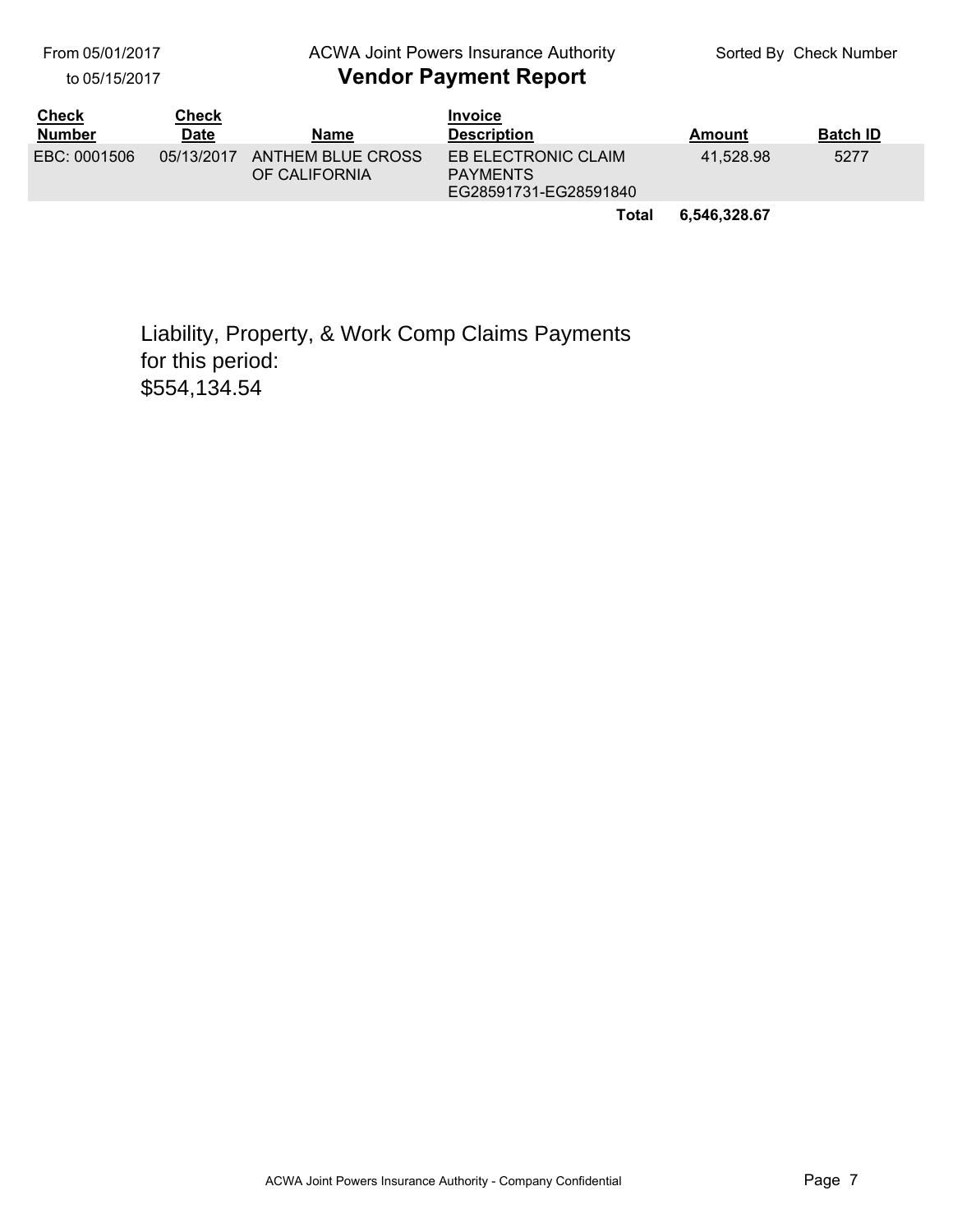| Check Number | Check Date | Name | Invoice Description | Amount | Batch ID |
|---|---|---|---|---|---|
| EBC: 0001506 | 05/13/2017 | ANTHEM BLUE CROSS OF CALIFORNIA | EB ELECTRONIC CLAIM PAYMENTS EG28591731-EG28591840 | 41,528.98 | 5277 |
| | | | **Total** | **6,546,328.67** | |

Liability, Property, & Work Comp Claims Payments for this period:
$554,134.54